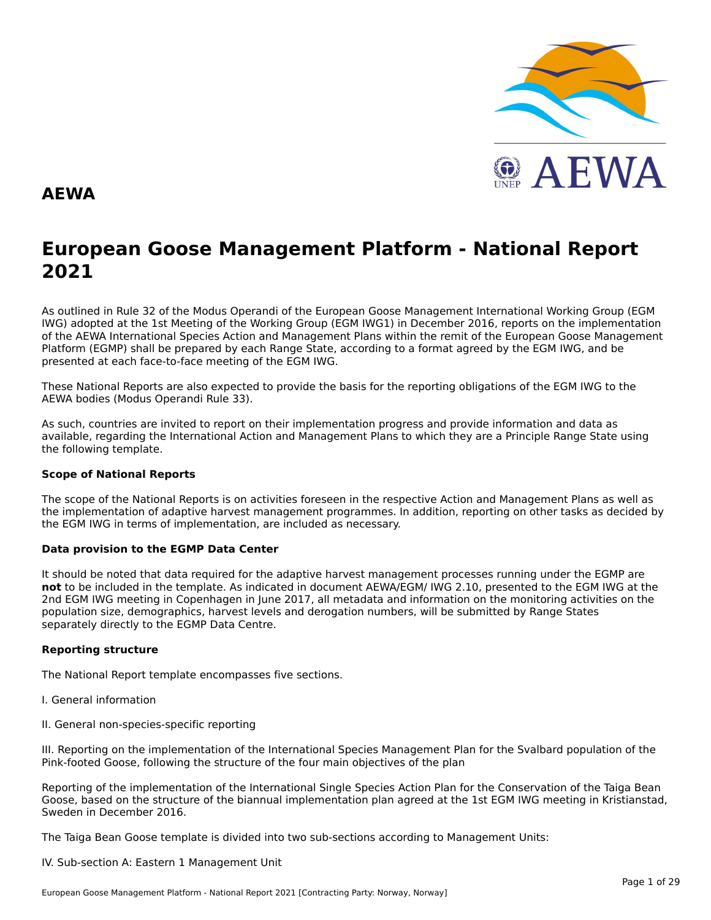# AEWA

# European Goose Management Platform - National Report 2021

As outlined in Rule 32 of the Modus Operandi of the European Goose Management International Working Group (EGM IWG) adopted at the 1st Meeting of the Working Group (EGM IWG1) in December 2016, reports on the implementation of the AEWA International Species Action and Management Plans within the remit of the European Goose Management Platform (EGMP) shall be prepared by each Range State, according to a format agreed by the EGM IWG, and be presented at each face-to-face meeting of the EGM IWG.

These National Reports are also expected to provide the basis for the reporting obligations of the EGM IWG to the AEWA bodies (Modus Operandi Rule 33).

As such, countries are invited to report on their implementation progress and provide information and data as available, regarding the International Action and Management Plans to which they are a Principle Range State using the following template.

**Scope of National Reports**

The scope of the National Reports is on activities foreseen in the respective Action and Management Plans as well as the implementation of adaptive harvest management programmes. In addition, reporting on other tasks as decided by the EGM IWG in terms of implementation, are included as necessary.

**Data provision to the EGMP Data Center**

It should be noted that data required for the adaptive harvest management processes running under the EGMP are **not** to be included in the template. As indicated in document AEWA/EGM/ IWG 2.10, presented to the EGM IWG at the 2nd EGM IWG meeting in Copenhagen in June 2017, all metadata and information on the monitoring activities on the population size, demographics, harvest levels and derogation numbers, will be submitted by Range States separately directly to the EGMP Data Centre.

**Reporting structure**

The National Report template encompasses five sections.

I. General information

II. General non-species-specific reporting

III. Reporting on the implementation of the International Species Management Plan for the Svalbard population of the Pink-footed Goose, following the structure of the four main objectives of the plan

Reporting of the implementation of the International Single Species Action Plan for the Conservation of the Taiga Bean Goose, based on the structure of the biannual implementation plan agreed at the 1st EGM IWG meeting in Kristianstad, Sweden in December 2016.

The Taiga Bean Goose template is divided into two sub-sections according to Management Units:

IV. Sub-section A: Eastern 1 Management Unit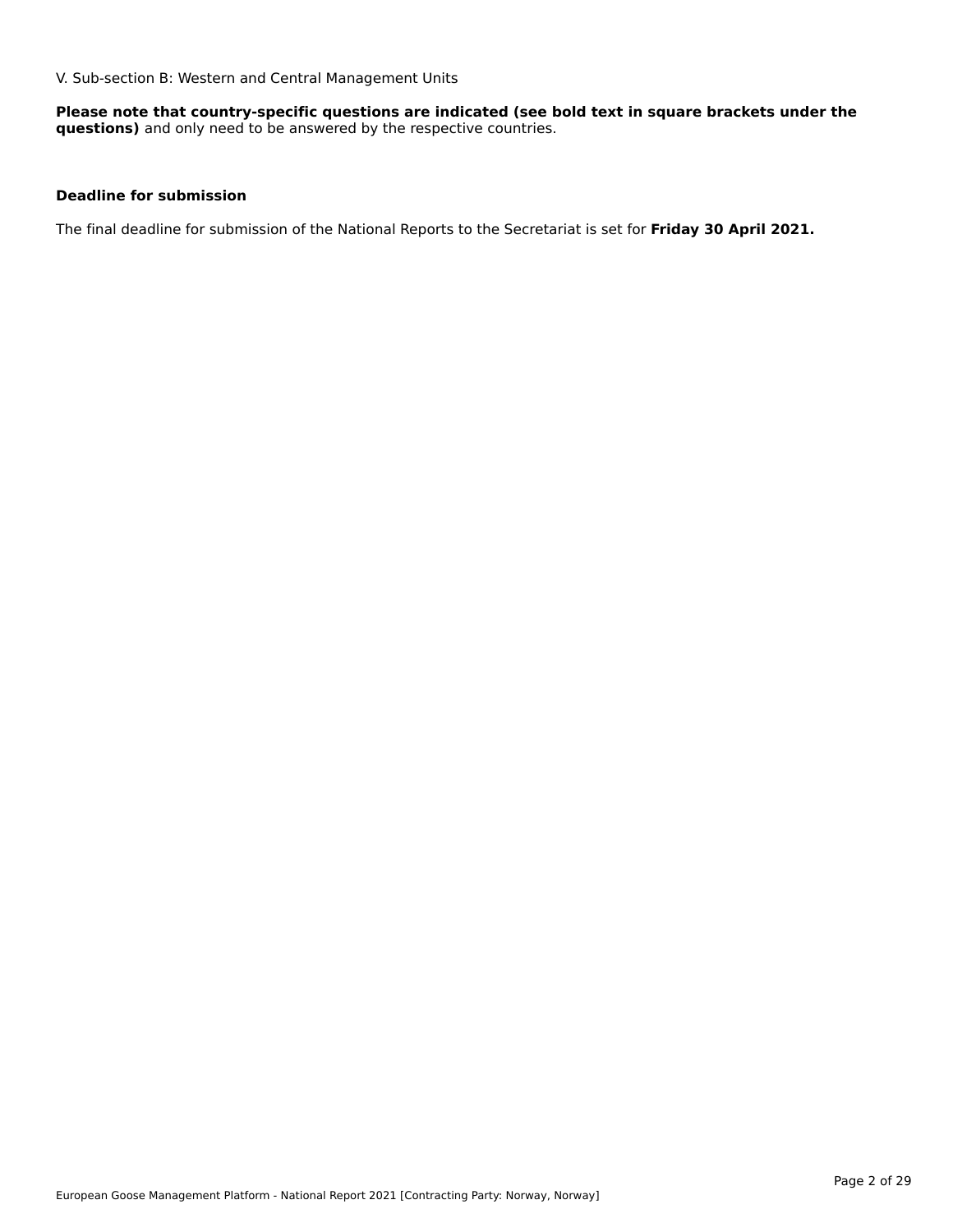V. Sub-section B: Western and Central Management Units

**Please note that country-specific questions are indicated (see bold text in square brackets under the questions)** and only need to be answered by the respective countries.

**Deadline for submission**

The final deadline for submission of the National Reports to the Secretariat is set for **Friday 30 April 2021.**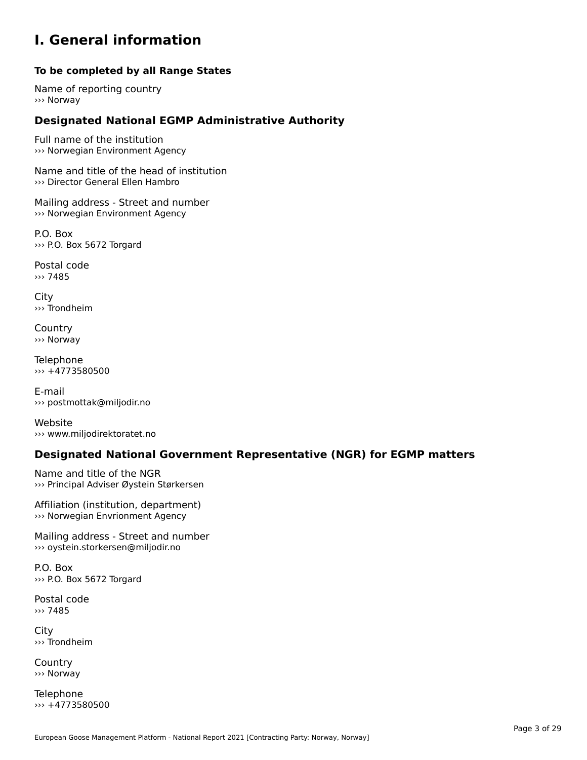# I. General information

**To be completed by all Range States**

Name of reporting country
››› Norway

## Designated National EGMP Administrative Authority

Full name of the institution
››› Norwegian Environment Agency

Name and title of the head of institution
››› Director General Ellen Hambro

Mailing address - Street and number
››› Norwegian Environment Agency

P.O. Box
››› P.O. Box 5672 Torgard

Postal code
››› 7485

City
››› Trondheim

Country
››› Norway

Telephone
››› +4773580500

E-mail
››› postmottak@miljodir.no

Website
››› www.miljodirektoratet.no

## Designated National Government Representative (NGR) for EGMP matters

Name and title of the NGR
››› Principal Adviser Øystein Størkersen

Affiliation (institution, department)
››› Norwegian Envrionment Agency

Mailing address - Street and number
››› oystein.storkersen@miljodir.no

P.O. Box
››› P.O. Box 5672 Torgard

Postal code
››› 7485

City
››› Trondheim

Country
››› Norway

Telephone
››› +4773580500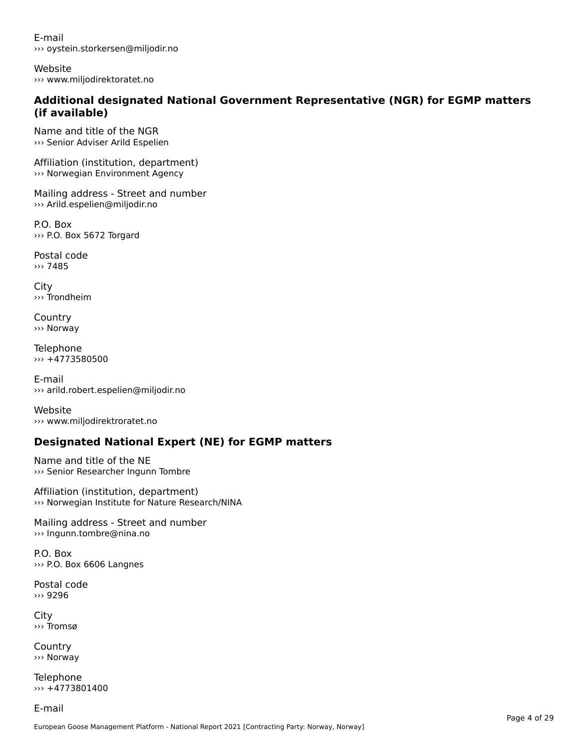E-mail
››› oystein.storkersen@miljodir.no

Website
››› www.miljodirektoratet.no

### Additional designated National Government Representative (NGR) for EGMP matters (if available)

Name and title of the NGR
››› Senior Adviser Arild Espelien

Affiliation (institution, department)
››› Norwegian Environment Agency

Mailing address - Street and number
››› Arild.espelien@miljodir.no

P.O. Box
››› P.O. Box 5672 Torgard

Postal code
››› 7485

City
››› Trondheim

Country
››› Norway

Telephone
››› +4773580500

E-mail
››› arild.robert.espelien@miljodir.no

Website
››› www.miljodirektroratet.no

### Designated National Expert (NE) for EGMP matters

Name and title of the NE
››› Senior Researcher Ingunn Tombre

Affiliation (institution, department)
››› Norwegian Institute for Nature Research/NINA

Mailing address - Street and number
››› Ingunn.tombre@nina.no

P.O. Box
››› P.O. Box 6606 Langnes

Postal code
››› 9296

City
››› Tromsø

Country
››› Norway

Telephone
››› +4773801400

E-mail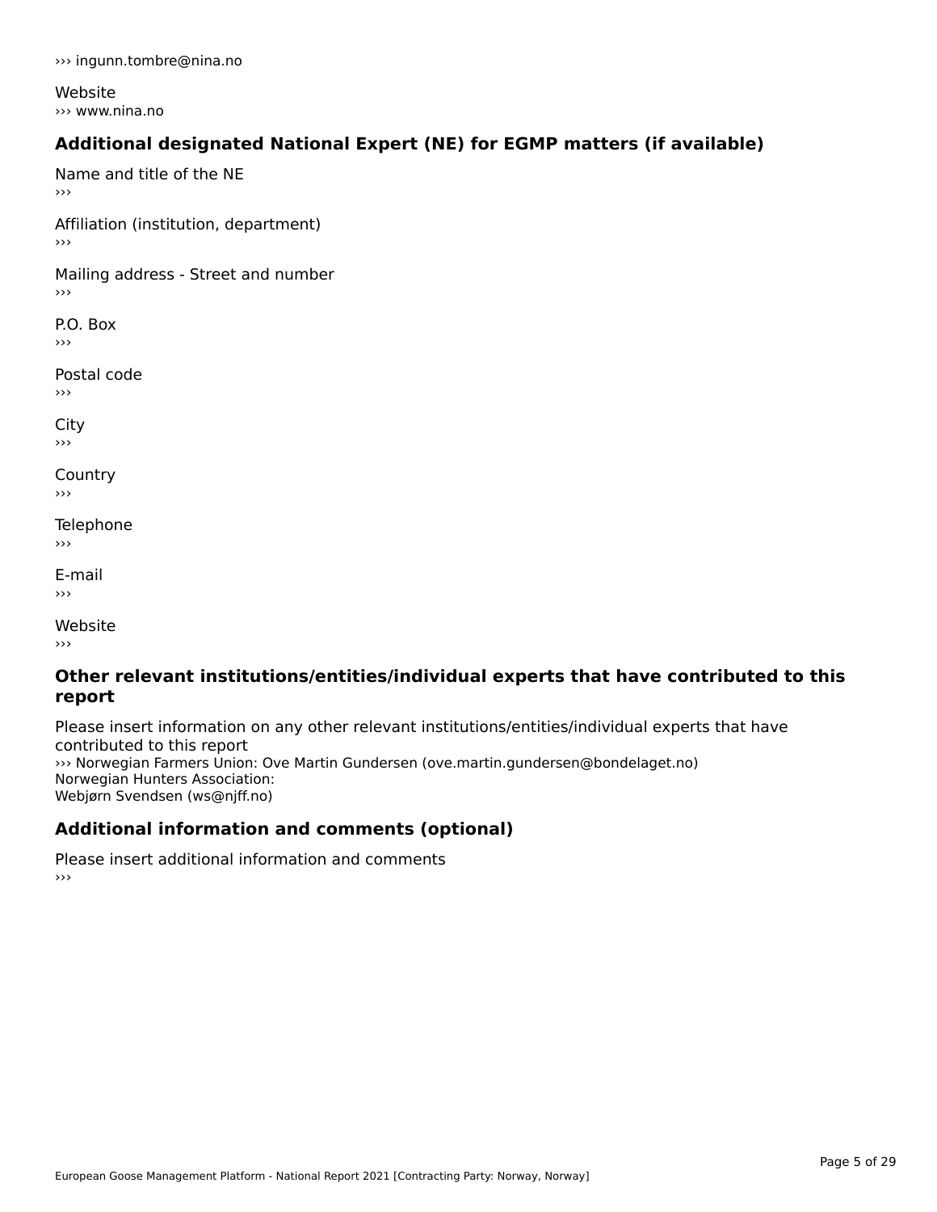››› ingunn.tombre@nina.no

Website
››› www.nina.no

### Additional designated National Expert (NE) for EGMP matters (if available)

Name and title of the NE
›››

Affiliation (institution, department)
›››

Mailing address - Street and number
›››

P.O. Box
›››

Postal code
›››

City
›››

Country
›››

Telephone
›››

E-mail
›››

Website
›››

### Other relevant institutions/entities/individual experts that have contributed to this report

Please insert information on any other relevant institutions/entities/individual experts that have contributed to this report
››› Norwegian Farmers Union: Ove Martin Gundersen (ove.martin.gundersen@bondelaget.no)
Norwegian Hunters Association:
Webjørn Svendsen (ws@njff.no)

### Additional information and comments (optional)

Please insert additional information and comments
›››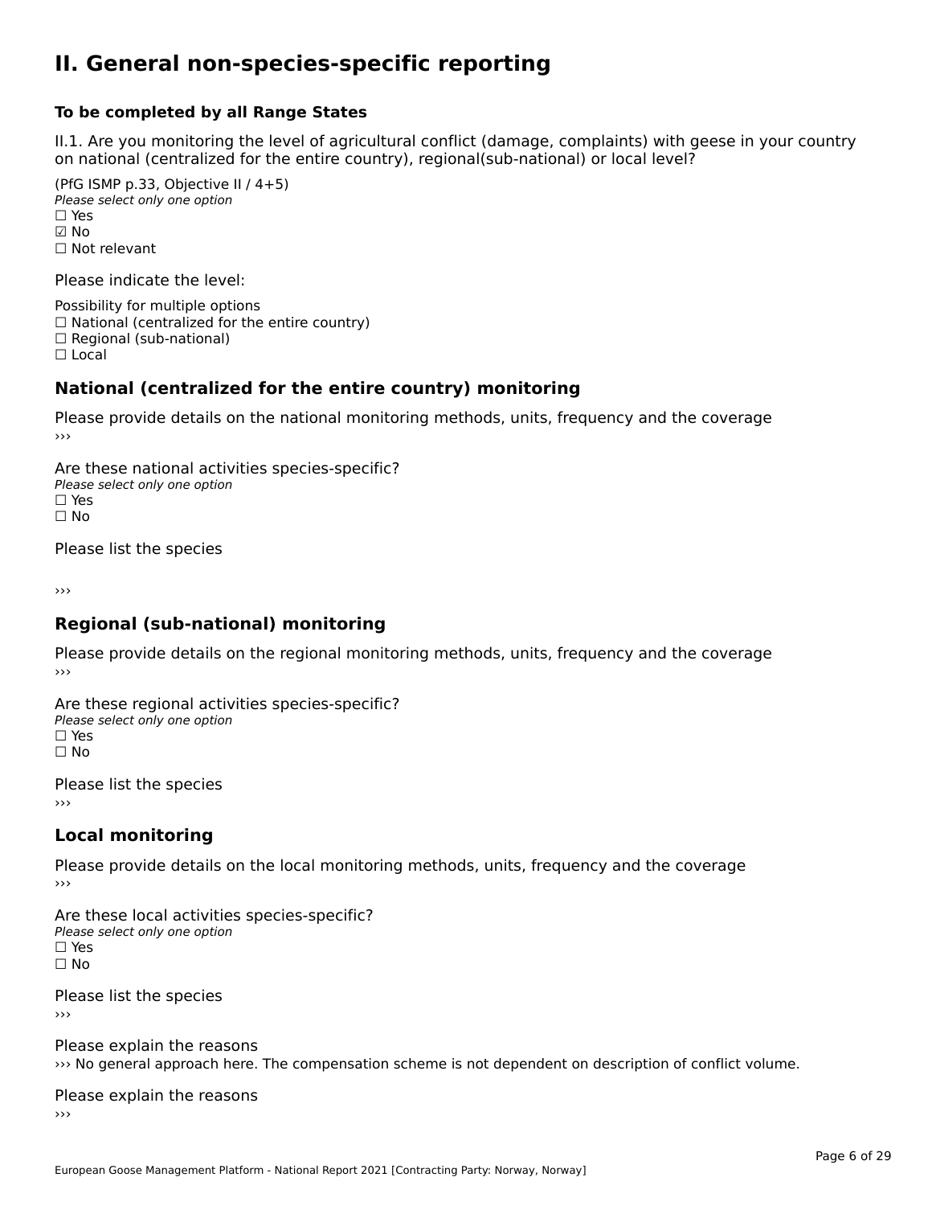# II. General non-species-specific reporting

**To be completed by all Range States**

II.1. Are you monitoring the level of agricultural conflict (damage, complaints) with geese in your country on national (centralized for the entire country), regional(sub-national) or local level?

(PfG ISMP p.33, Objective II / 4+5)
*Please select only one option*
☐ Yes
☑ No
☐ Not relevant

Please indicate the level:

Possibility for multiple options
☐ National (centralized for the entire country)
☐ Regional (sub-national)
☐ Local

## National (centralized for the entire country) monitoring

Please provide details on the national monitoring methods, units, frequency and the coverage
›››

Are these national activities species-specific?
*Please select only one option*
☐ Yes
☐ No

Please list the species

›››

## Regional (sub-national) monitoring

Please provide details on the regional monitoring methods, units, frequency and the coverage
›››

Are these regional activities species-specific?
*Please select only one option*
☐ Yes
☐ No

Please list the species
›››

## Local monitoring

Please provide details on the local monitoring methods, units, frequency and the coverage
›››

Are these local activities species-specific?
*Please select only one option*
☐ Yes
☐ No

Please list the species
›››

Please explain the reasons
››› No general approach here. The compensation scheme is not dependent on description of conflict volume.

Please explain the reasons
›››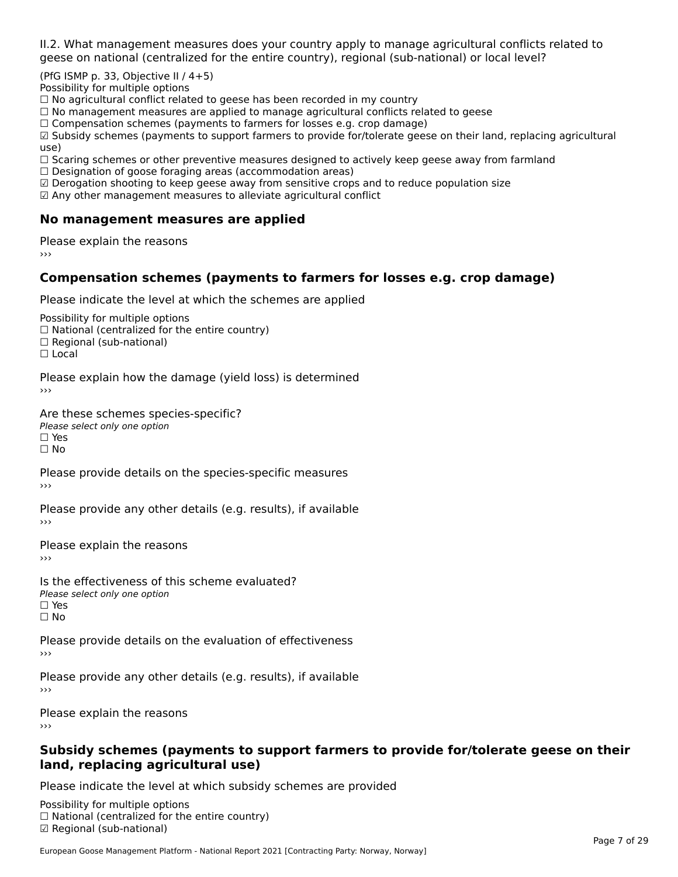II.2. What management measures does your country apply to manage agricultural conflicts related to geese on national (centralized for the entire country), regional (sub-national) or local level?

(PfG ISMP p. 33, Objective II / 4+5)
Possibility for multiple options
☐ No agricultural conflict related to geese has been recorded in my country
☐ No management measures are applied to manage agricultural conflicts related to geese
☐ Compensation schemes (payments to farmers for losses e.g. crop damage)
☑ Subsidy schemes (payments to support farmers to provide for/tolerate geese on their land, replacing agricultural use)
☐ Scaring schemes or other preventive measures designed to actively keep geese away from farmland
☐ Designation of goose foraging areas (accommodation areas)
☑ Derogation shooting to keep geese away from sensitive crops and to reduce population size
☑ Any other management measures to alleviate agricultural conflict

## No management measures are applied

Please explain the reasons
›››

## Compensation schemes (payments to farmers for losses e.g. crop damage)

Please indicate the level at which the schemes are applied

Possibility for multiple options
☐ National (centralized for the entire country)
☐ Regional (sub-national)
☐ Local

Please explain how the damage (yield loss) is determined
›››

Are these schemes species-specific?
*Please select only one option*
☐ Yes
☐ No

Please provide details on the species-specific measures
›››

Please provide any other details (e.g. results), if available
›››

Please explain the reasons
›››

Is the effectiveness of this scheme evaluated?
*Please select only one option*
☐ Yes
☐ No

Please provide details on the evaluation of effectiveness
›››

Please provide any other details (e.g. results), if available
›››

Please explain the reasons
›››

## Subsidy schemes (payments to support farmers to provide for/tolerate geese on their land, replacing agricultural use)

Please indicate the level at which subsidy schemes are provided

Possibility for multiple options
☐ National (centralized for the entire country)
☑ Regional (sub-national)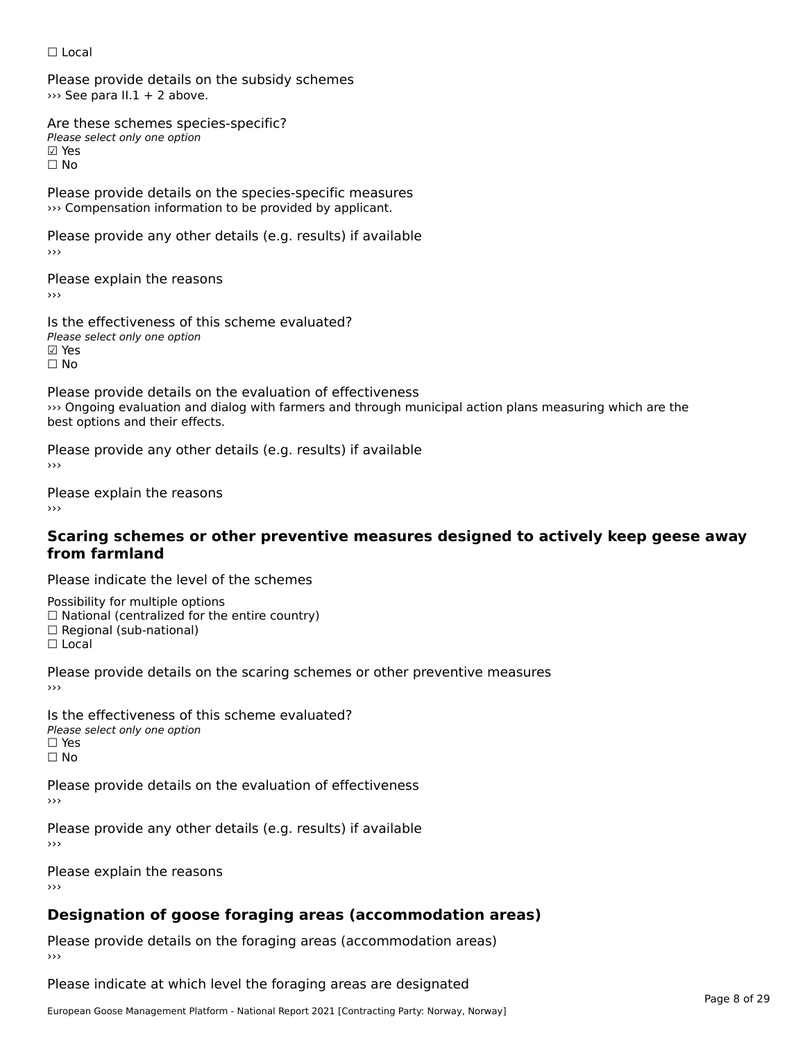☐ Local

Please provide details on the subsidy schemes
››› See para II.1 + 2 above.

Are these schemes species-specific?
*Please select only one option*
☑ Yes
☐ No

Please provide details on the species-specific measures
››› Compensation information to be provided by applicant.

Please provide any other details (e.g. results) if available
›››

Please explain the reasons
›››

Is the effectiveness of this scheme evaluated?
*Please select only one option*
☑ Yes
☐ No

Please provide details on the evaluation of effectiveness
››› Ongoing evaluation and dialog with farmers and through municipal action plans measuring which are the best options and their effects.

Please provide any other details (e.g. results) if available
›››

Please explain the reasons
›››

## Scaring schemes or other preventive measures designed to actively keep geese away from farmland

Please indicate the level of the schemes

Possibility for multiple options
☐ National (centralized for the entire country)
☐ Regional (sub-national)
☐ Local

Please provide details on the scaring schemes or other preventive measures
›››

Is the effectiveness of this scheme evaluated?
*Please select only one option*
☐ Yes
☐ No

Please provide details on the evaluation of effectiveness
›››

Please provide any other details (e.g. results) if available
›››

Please explain the reasons
›››

## Designation of goose foraging areas (accommodation areas)

Please provide details on the foraging areas (accommodation areas)
›››

Please indicate at which level the foraging areas are designated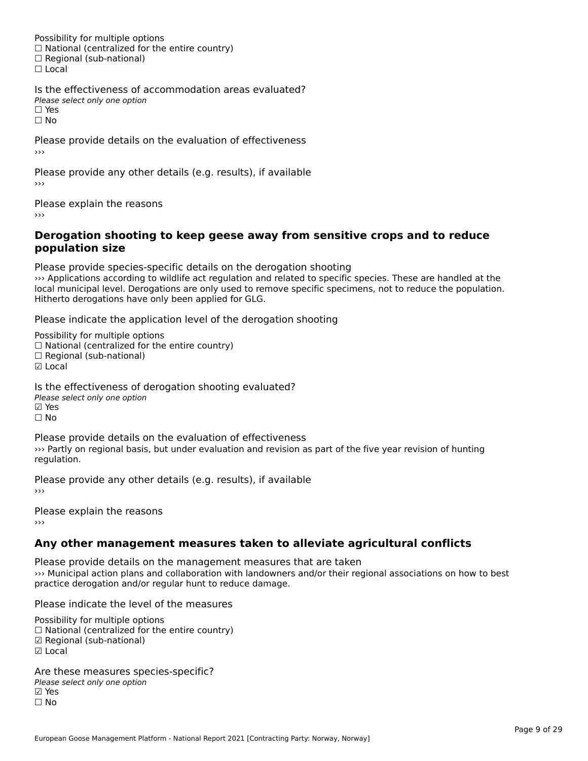Possibility for multiple options
☐ National (centralized for the entire country)
☐ Regional (sub-national)
☐ Local

Is the effectiveness of accommodation areas evaluated?
*Please select only one option*
☐ Yes
☐ No

Please provide details on the evaluation of effectiveness
›››

Please provide any other details (e.g. results), if available
›››

Please explain the reasons
›››

### Derogation shooting to keep geese away from sensitive crops and to reduce population size

Please provide species-specific details on the derogation shooting
››› Applications according to wildlife act regulation and related to specific species. These are handled at the local municipal level. Derogations are only used to remove specific specimens, not to reduce the population. Hitherto derogations have only been applied for GLG.

Please indicate the application level of the derogation shooting

Possibility for multiple options
☐ National (centralized for the entire country)
☐ Regional (sub-national)
☑ Local

Is the effectiveness of derogation shooting evaluated?
*Please select only one option*
☑ Yes
☐ No

Please provide details on the evaluation of effectiveness
››› Partly on regional basis, but under evaluation and revision as part of the five year revision of hunting regulation.

Please provide any other details (e.g. results), if available
›››

Please explain the reasons
›››

### Any other management measures taken to alleviate agricultural conflicts

Please provide details on the management measures that are taken
››› Municipal action plans and collaboration with landowners and/or their regional associations on how to best practice derogation and/or regular hunt to reduce damage.

Please indicate the level of the measures

Possibility for multiple options
☐ National (centralized for the entire country)
☑ Regional (sub-national)
☑ Local

Are these measures species-specific?
*Please select only one option*
☑ Yes
☐ No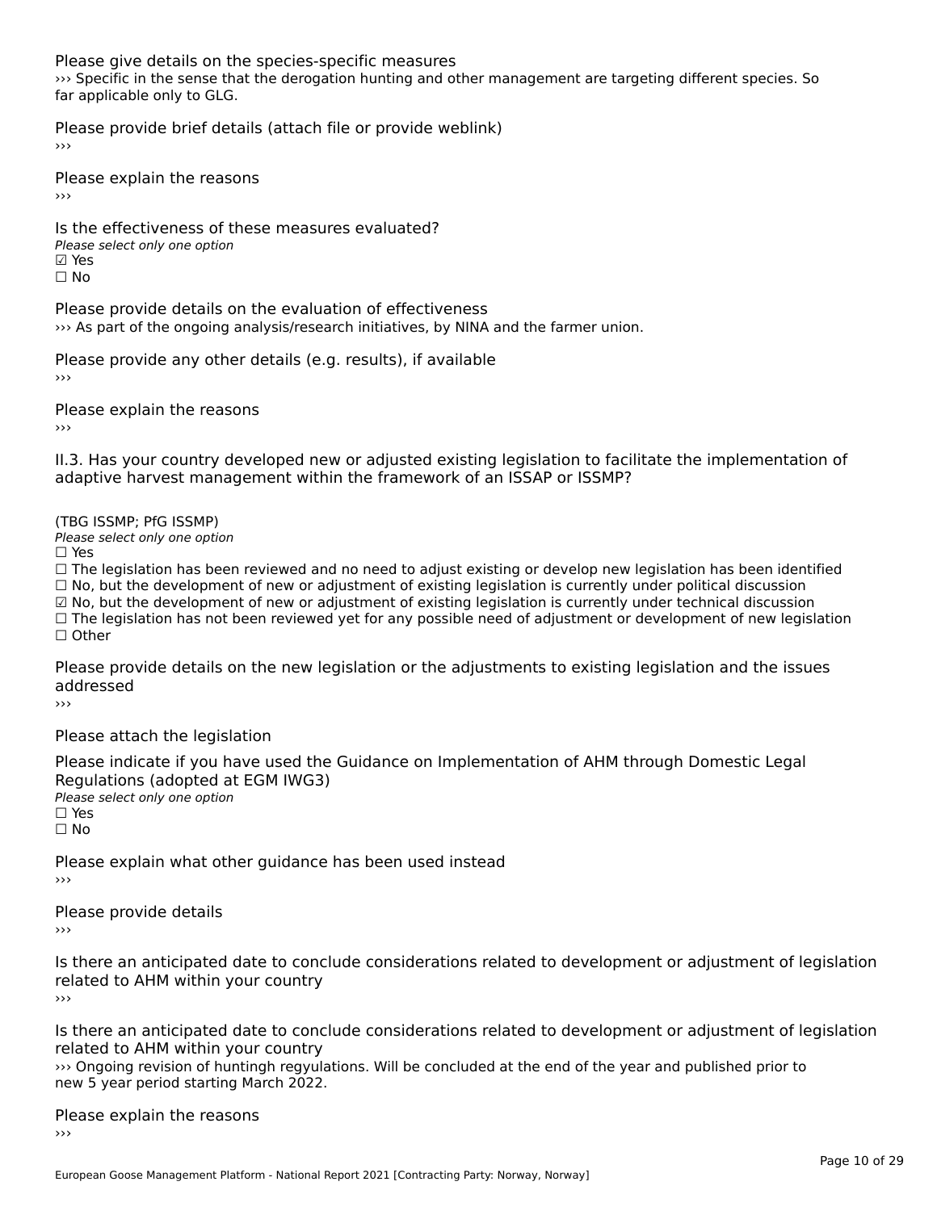Please give details on the species-specific measures

››› Specific in the sense that the derogation hunting and other management are targeting different species. So far applicable only to GLG.

Please provide brief details (attach file or provide weblink)

›››

Please explain the reasons

›››

Is the effectiveness of these measures evaluated?

*Please select only one option*

☑ Yes

☐ No

Please provide details on the evaluation of effectiveness

››› As part of the ongoing analysis/research initiatives, by NINA and the farmer union.

Please provide any other details (e.g. results), if available

›››

Please explain the reasons

›››

II.3. Has your country developed new or adjusted existing legislation to facilitate the implementation of adaptive harvest management within the framework of an ISSAP or ISSMP?

(TBG ISSMP; PfG ISSMP)

*Please select only one option*

☐ Yes

☐ The legislation has been reviewed and no need to adjust existing or develop new legislation has been identified

☐ No, but the development of new or adjustment of existing legislation is currently under political discussion

☑ No, but the development of new or adjustment of existing legislation is currently under technical discussion

☐ The legislation has not been reviewed yet for any possible need of adjustment or development of new legislation

☐ Other

Please provide details on the new legislation or the adjustments to existing legislation and the issues addressed

›››

Please attach the legislation

Please indicate if you have used the Guidance on Implementation of AHM through Domestic Legal Regulations (adopted at EGM IWG3)

*Please select only one option*

☐ Yes

☐ No

Please explain what other guidance has been used instead

›››

Please provide details

›››

Is there an anticipated date to conclude considerations related to development or adjustment of legislation related to AHM within your country

›››

Is there an anticipated date to conclude considerations related to development or adjustment of legislation related to AHM within your country

››› Ongoing revision of huntingh regyulations. Will be concluded at the end of the year and published prior to new 5 year period starting March 2022.

Please explain the reasons

›››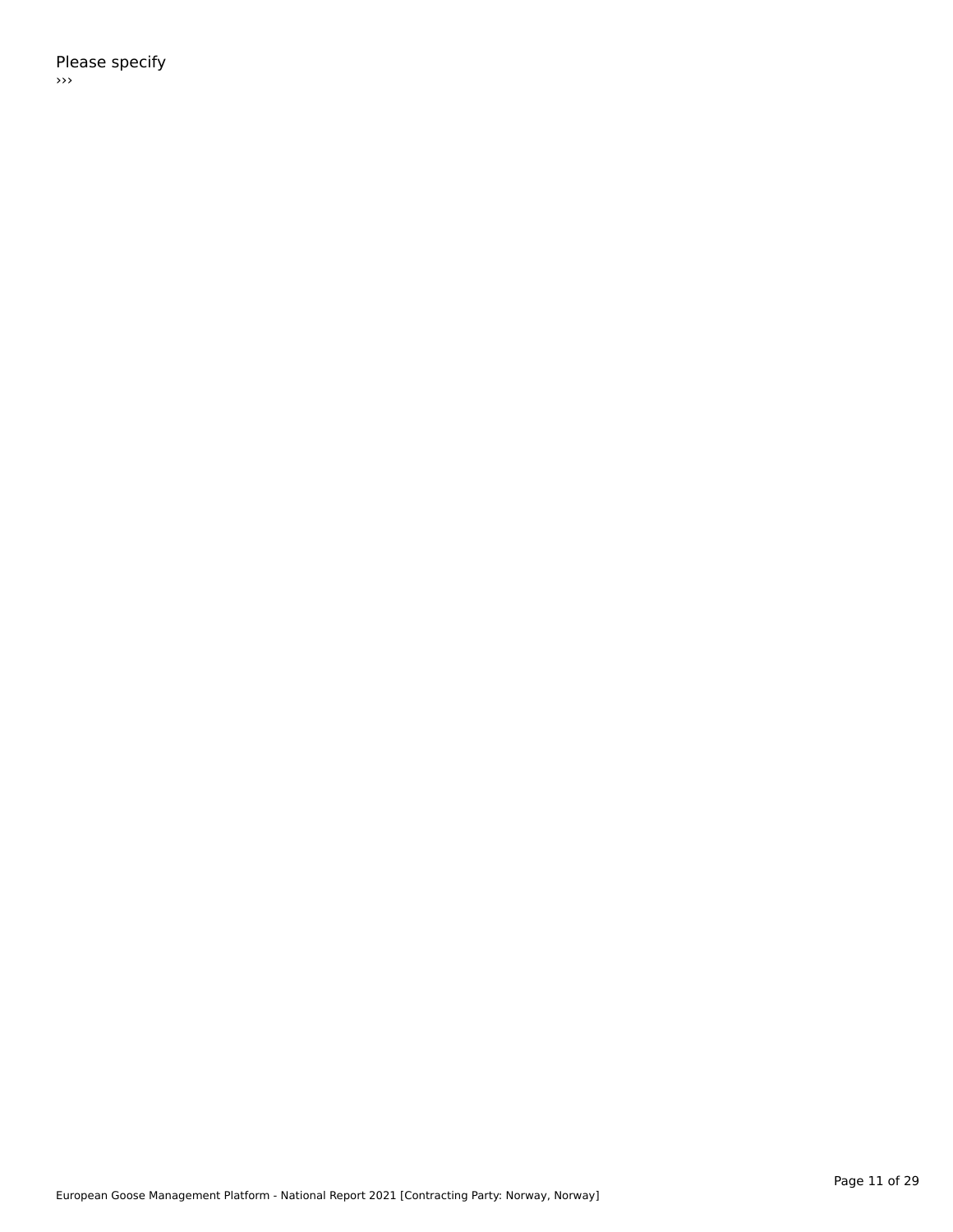Please specify

›››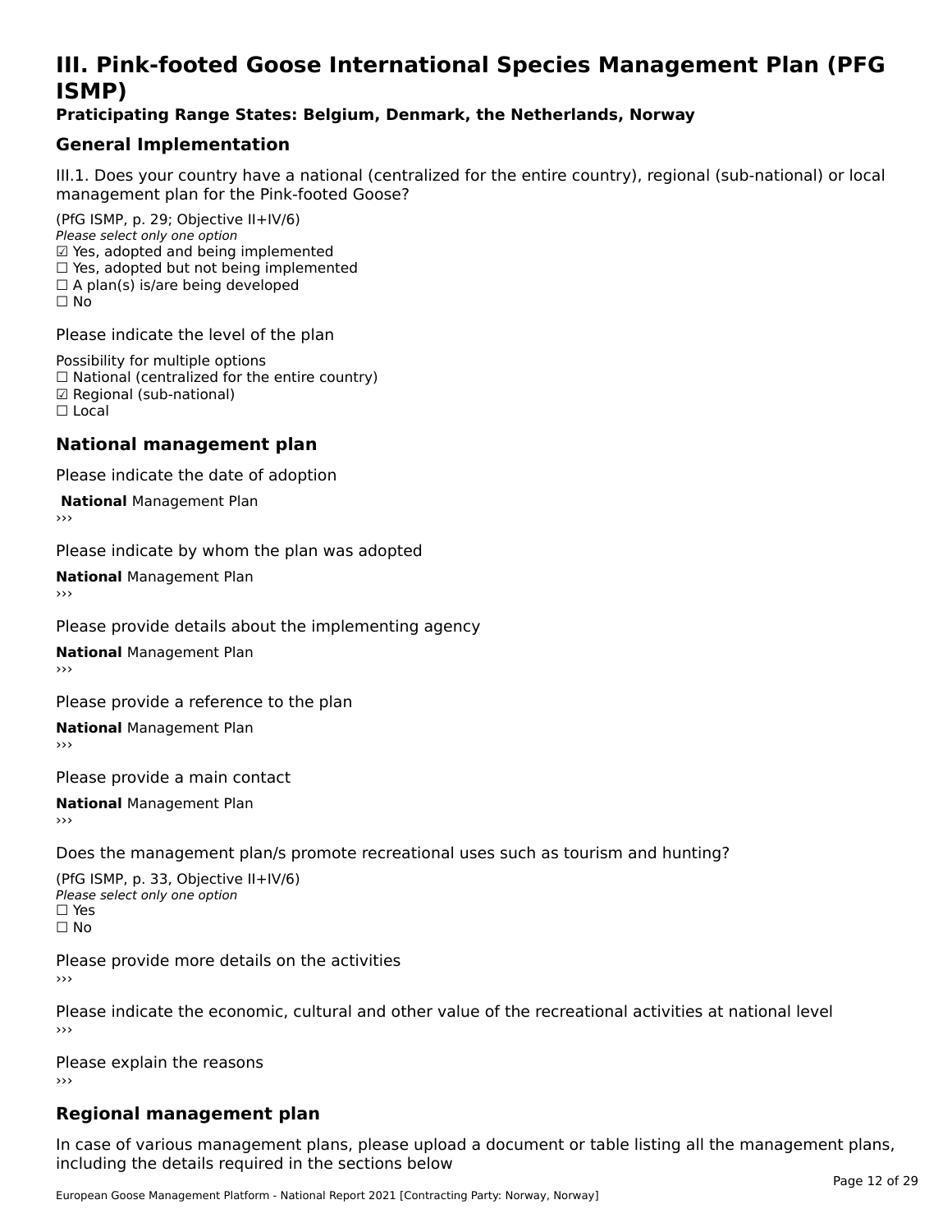# III. Pink-footed Goose International Species Management Plan (PFG ISMP)

**Praticipating Range States: Belgium, Denmark, the Netherlands, Norway**

## General Implementation

III.1. Does your country have a national (centralized for the entire country), regional (sub-national) or local management plan for the Pink-footed Goose?

(PfG ISMP, p. 29; Objective II+IV/6)
*Please select only one option*
☑ Yes, adopted and being implemented
☐ Yes, adopted but not being implemented
☐ A plan(s) is/are being developed
☐ No

Please indicate the level of the plan

Possibility for multiple options
☐ National (centralized for the entire country)
☑ Regional (sub-national)
☐ Local

## National management plan

Please indicate the date of adoption

**National** Management Plan
›››

Please indicate by whom the plan was adopted

**National** Management Plan
›››

Please provide details about the implementing agency

**National** Management Plan
›››

Please provide a reference to the plan

**National** Management Plan
›››

Please provide a main contact

**National** Management Plan
›››

Does the management plan/s promote recreational uses such as tourism and hunting?

(PfG ISMP, p. 33, Objective II+IV/6)
*Please select only one option*
☐ Yes
☐ No

Please provide more details on the activities
›››

Please indicate the economic, cultural and other value of the recreational activities at national level
›››

Please explain the reasons
›››

## Regional management plan

In case of various management plans, please upload a document or table listing all the management plans, including the details required in the sections below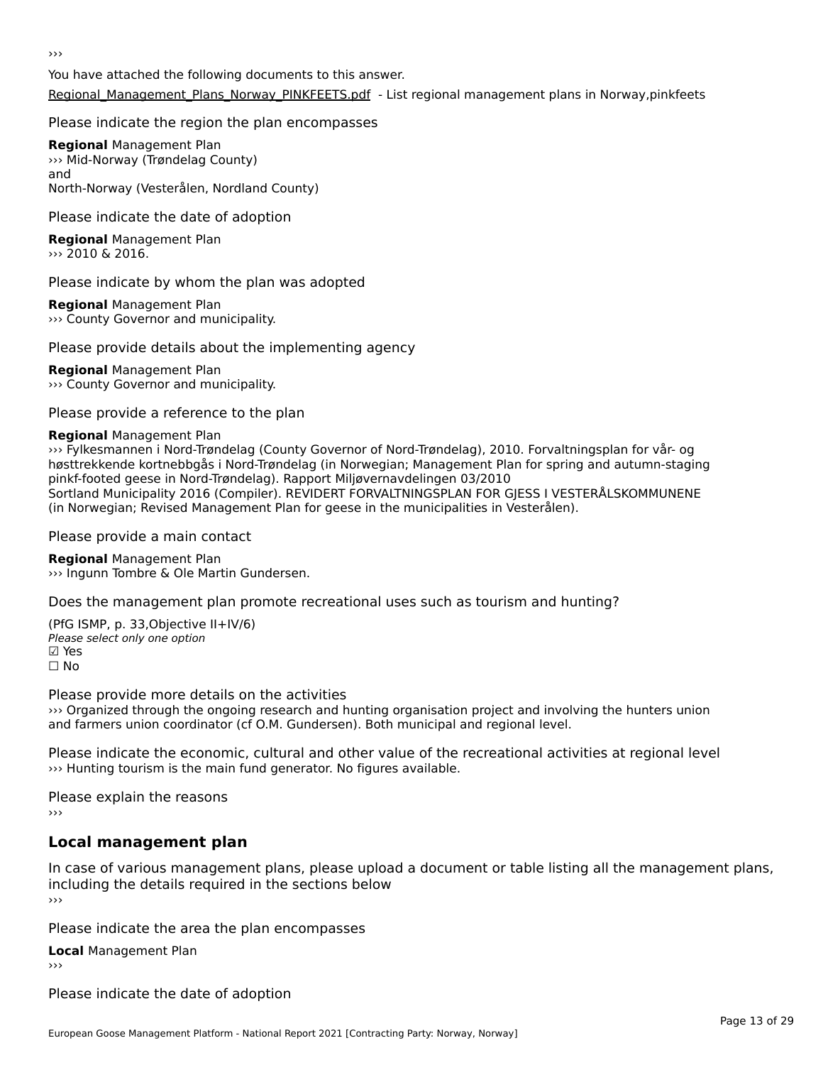›››

You have attached the following documents to this answer.

Regional_Management_Plans_Norway_PINKFEETS.pdf - List regional management plans in Norway,pinkfeets

Please indicate the region the plan encompasses

**Regional** Management Plan
››› Mid-Norway (Trøndelag County)
and
North-Norway (Vesterålen, Nordland County)

Please indicate the date of adoption

**Regional** Management Plan
››› 2010 & 2016.

Please indicate by whom the plan was adopted

**Regional** Management Plan
››› County Governor and municipality.

Please provide details about the implementing agency

**Regional** Management Plan
››› County Governor and municipality.

Please provide a reference to the plan

**Regional** Management Plan
››› Fylkesmannen i Nord-Trøndelag (County Governor of Nord-Trøndelag), 2010. Forvaltningsplan for vår- og høsttrekkende kortnebbgås i Nord-Trøndelag (in Norwegian; Management Plan for spring and autumn-staging pinkf-footed geese in Nord-Trøndelag). Rapport Miljøvernavdelingen 03/2010
Sortland Municipality 2016 (Compiler). REVIDERT FORVALTNINGSPLAN FOR GJESS I VESTERÅLSKOMMUNENE (in Norwegian; Revised Management Plan for geese in the municipalities in Vesterålen).

Please provide a main contact

**Regional** Management Plan
››› Ingunn Tombre & Ole Martin Gundersen.

Does the management plan promote recreational uses such as tourism and hunting?

(PfG ISMP, p. 33,Objective II+IV/6)
*Please select only one option*
☑ Yes
☐ No

Please provide more details on the activities
››› Organized through the ongoing research and hunting organisation project and involving the hunters union and farmers union coordinator (cf O.M. Gundersen). Both municipal and regional level.

Please indicate the economic, cultural and other value of the recreational activities at regional level
››› Hunting tourism is the main fund generator. No figures available.

Please explain the reasons
›››

## Local management plan

In case of various management plans, please upload a document or table listing all the management plans, including the details required in the sections below
›››

Please indicate the area the plan encompasses

**Local** Management Plan
›››

Please indicate the date of adoption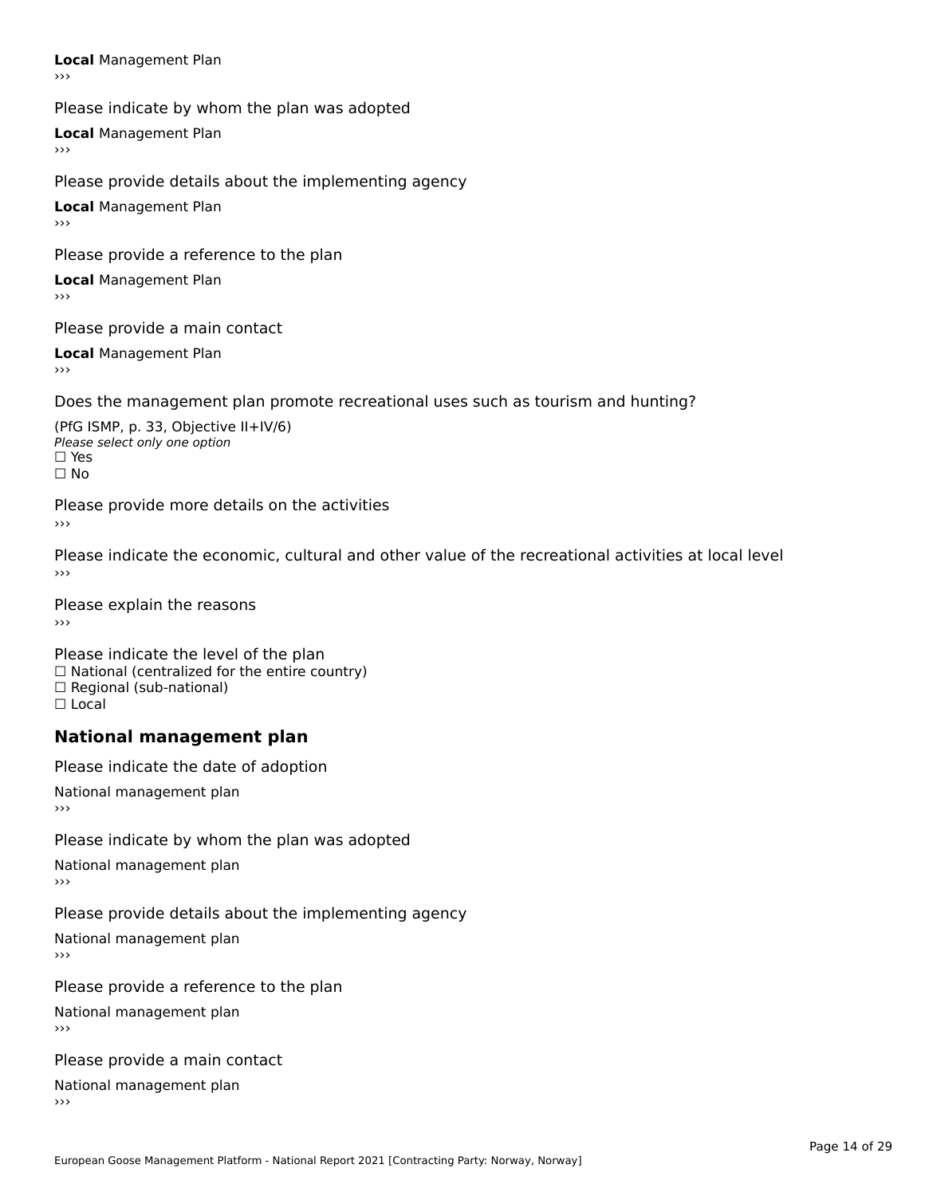**Local** Management Plan

›››

Please indicate by whom the plan was adopted

**Local** Management Plan

›››

Please provide details about the implementing agency

**Local** Management Plan

›››

Please provide a reference to the plan

**Local** Management Plan

›››

Please provide a main contact

**Local** Management Plan

›››

Does the management plan promote recreational uses such as tourism and hunting?

(PfG ISMP, p. 33, Objective II+IV/6)
*Please select only one option*
☐ Yes
☐ No

Please provide more details on the activities

›››

Please indicate the economic, cultural and other value of the recreational activities at local level

›››

Please explain the reasons

›››

Please indicate the level of the plan
☐ National (centralized for the entire country)
☐ Regional (sub-national)
☐ Local

## National management plan

Please indicate the date of adoption

National management plan

›››

Please indicate by whom the plan was adopted

National management plan

›››

Please provide details about the implementing agency

National management plan

›››

Please provide a reference to the plan

National management plan

›››

Please provide a main contact

National management plan

›››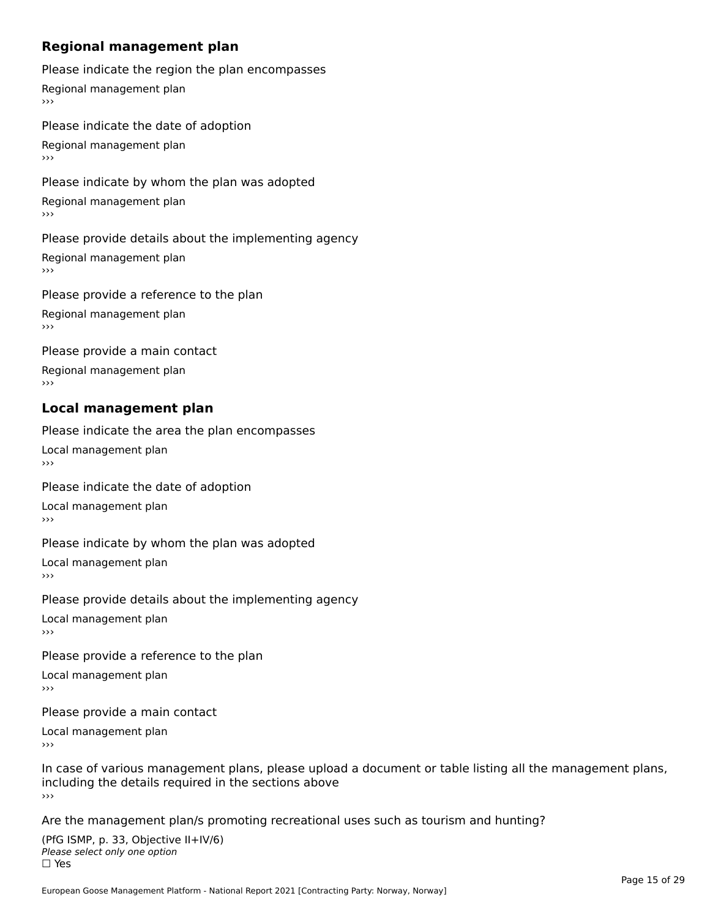### Regional management plan

Please indicate the region the plan encompasses

Regional management plan
›››

Please indicate the date of adoption

Regional management plan
›››

Please indicate by whom the plan was adopted

Regional management plan
›››

Please provide details about the implementing agency

Regional management plan
›››

Please provide a reference to the plan

Regional management plan
›››

Please provide a main contact

Regional management plan
›››

### Local management plan

Please indicate the area the plan encompasses

Local management plan
›››

Please indicate the date of adoption

Local management plan
›››

Please indicate by whom the plan was adopted

Local management plan
›››

Please provide details about the implementing agency

Local management plan
›››

Please provide a reference to the plan

Local management plan
›››

Please provide a main contact

Local management plan
›››

In case of various management plans, please upload a document or table listing all the management plans, including the details required in the sections above
›››

Are the management plan/s promoting recreational uses such as tourism and hunting?

(PfG ISMP, p. 33, Objective II+IV/6)
*Please select only one option*
☐ Yes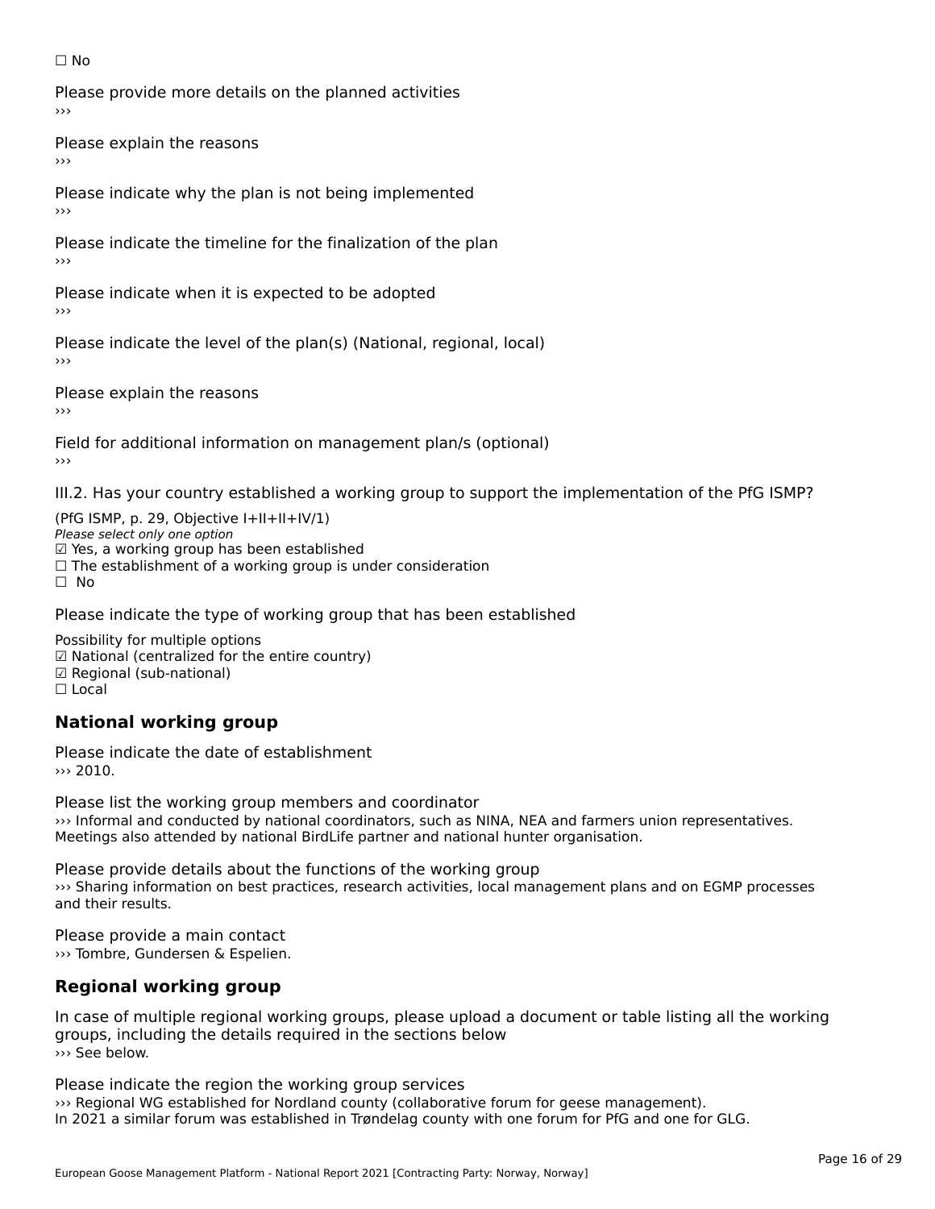☐ No

Please provide more details on the planned activities
›››

Please explain the reasons
›››

Please indicate why the plan is not being implemented
›››

Please indicate the timeline for the finalization of the plan
›››

Please indicate when it is expected to be adopted
›››

Please indicate the level of the plan(s) (National, regional, local)
›››

Please explain the reasons
›››

Field for additional information on management plan/s (optional)
›››

III.2. Has your country established a working group to support the implementation of the PfG ISMP?

(PfG ISMP, p. 29, Objective I+II+II+IV/1)
*Please select only one option*
☑ Yes, a working group has been established
☐ The establishment of a working group is under consideration
☐ No

Please indicate the type of working group that has been established

Possibility for multiple options
☑ National (centralized for the entire country)
☑ Regional (sub-national)
☐ Local

## National working group

Please indicate the date of establishment
››› 2010.

Please list the working group members and coordinator
››› Informal and conducted by national coordinators, such as NINA, NEA and farmers union representatives. Meetings also attended by national BirdLife partner and national hunter organisation.

Please provide details about the functions of the working group
››› Sharing information on best practices, research activities, local management plans and on EGMP processes and their results.

Please provide a main contact
››› Tombre, Gundersen & Espelien.

## Regional working group

In case of multiple regional working groups, please upload a document or table listing all the working groups, including the details required in the sections below
››› See below.

Please indicate the region the working group services
››› Regional WG established for Nordland county (collaborative forum for geese management).
In 2021 a similar forum was established in Trøndelag county with one forum for PfG and one for GLG.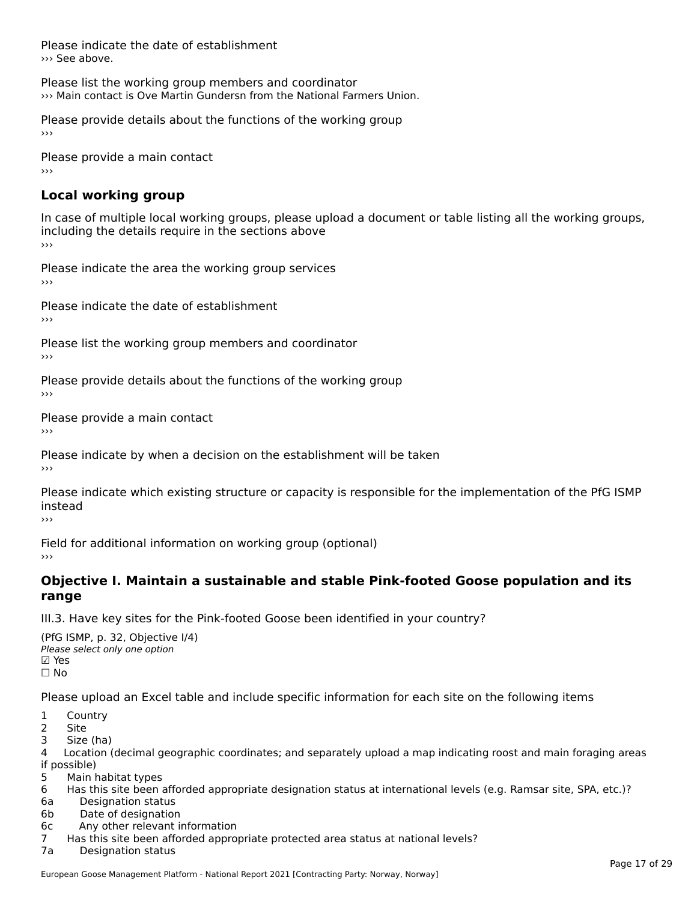Please indicate the date of establishment
››› See above.

Please list the working group members and coordinator
››› Main contact is Ove Martin Gundersn from the National Farmers Union.

Please provide details about the functions of the working group
›››

Please provide a main contact
›››

## Local working group

In case of multiple local working groups, please upload a document or table listing all the working groups, including the details require in the sections above
›››

Please indicate the area the working group services
›››

Please indicate the date of establishment
›››

Please list the working group members and coordinator
›››

Please provide details about the functions of the working group
›››

Please provide a main contact
›››

Please indicate by when a decision on the establishment will be taken
›››

Please indicate which existing structure or capacity is responsible for the implementation of the PfG ISMP instead
›››

Field for additional information on working group (optional)
›››

## Objective I. Maintain a sustainable and stable Pink-footed Goose population and its range

III.3. Have key sites for the Pink-footed Goose been identified in your country?

(PfG ISMP, p. 32, Objective I/4)
*Please select only one option*
☑ Yes
☐ No

Please upload an Excel table and include specific information for each site on the following items

1 Country
2 Site
3 Size (ha)
4 Location (decimal geographic coordinates; and separately upload a map indicating roost and main foraging areas if possible)
5 Main habitat types
6 Has this site been afforded appropriate designation status at international levels (e.g. Ramsar site, SPA, etc.)?
6a Designation status
6b Date of designation
6c Any other relevant information
7 Has this site been afforded appropriate protected area status at national levels?
7a Designation status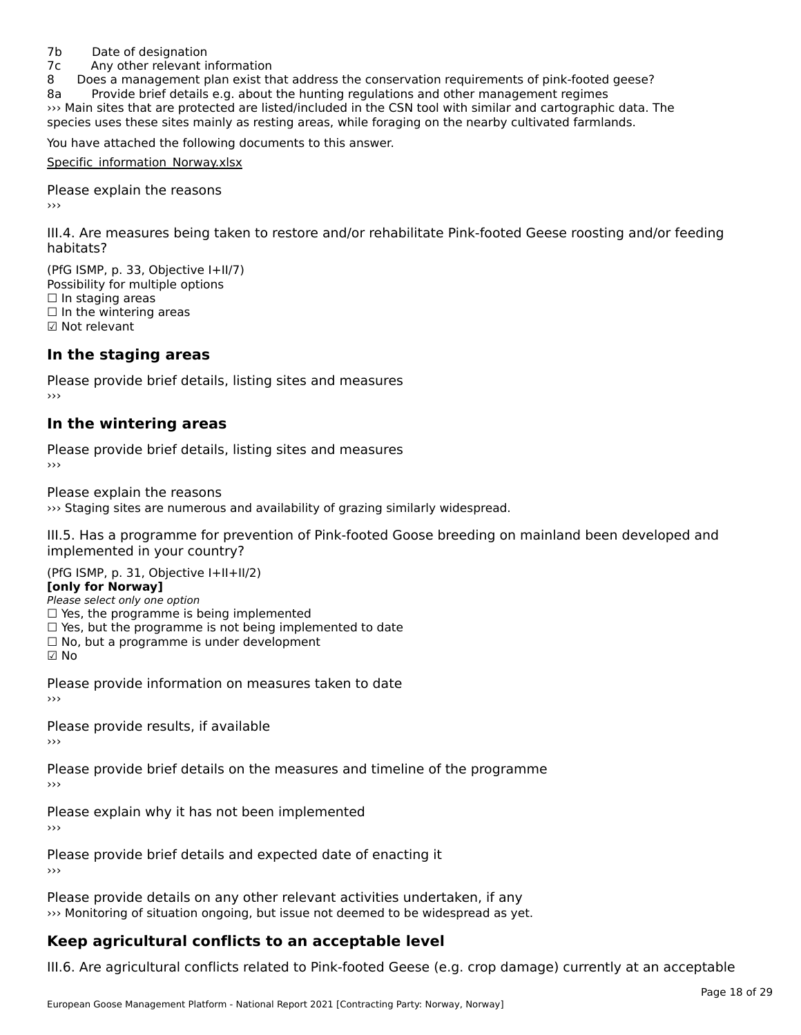7b Date of designation
7c Any other relevant information
8 Does a management plan exist that address the conservation requirements of pink-footed geese?
8a Provide brief details e.g. about the hunting regulations and other management regimes
››› Main sites that are protected are listed/included in the CSN tool with similar and cartographic data. The species uses these sites mainly as resting areas, while foraging on the nearby cultivated farmlands.

You have attached the following documents to this answer.

Specific_information_Norway.xlsx

Please explain the reasons
›››

III.4. Are measures being taken to restore and/or rehabilitate Pink-footed Geese roosting and/or feeding habitats?

(PfG ISMP, p. 33, Objective I+II/7)
Possibility for multiple options
☐ In staging areas
☐ In the wintering areas
☑ Not relevant

## In the staging areas

Please provide brief details, listing sites and measures
›››

## In the wintering areas

Please provide brief details, listing sites and measures
›››

Please explain the reasons
››› Staging sites are numerous and availability of grazing similarly widespread.

III.5. Has a programme for prevention of Pink-footed Goose breeding on mainland been developed and implemented in your country?

(PfG ISMP, p. 31, Objective I+II+II/2)
**[only for Norway]**
*Please select only one option*
☐ Yes, the programme is being implemented
☐ Yes, but the programme is not being implemented to date
☐ No, but a programme is under development
☑ No

Please provide information on measures taken to date
›››

Please provide results, if available
›››

Please provide brief details on the measures and timeline of the programme
›››

Please explain why it has not been implemented
›››

Please provide brief details and expected date of enacting it
›››

Please provide details on any other relevant activities undertaken, if any
››› Monitoring of situation ongoing, but issue not deemed to be widespread as yet.

## Keep agricultural conflicts to an acceptable level

III.6. Are agricultural conflicts related to Pink-footed Geese (e.g. crop damage) currently at an acceptable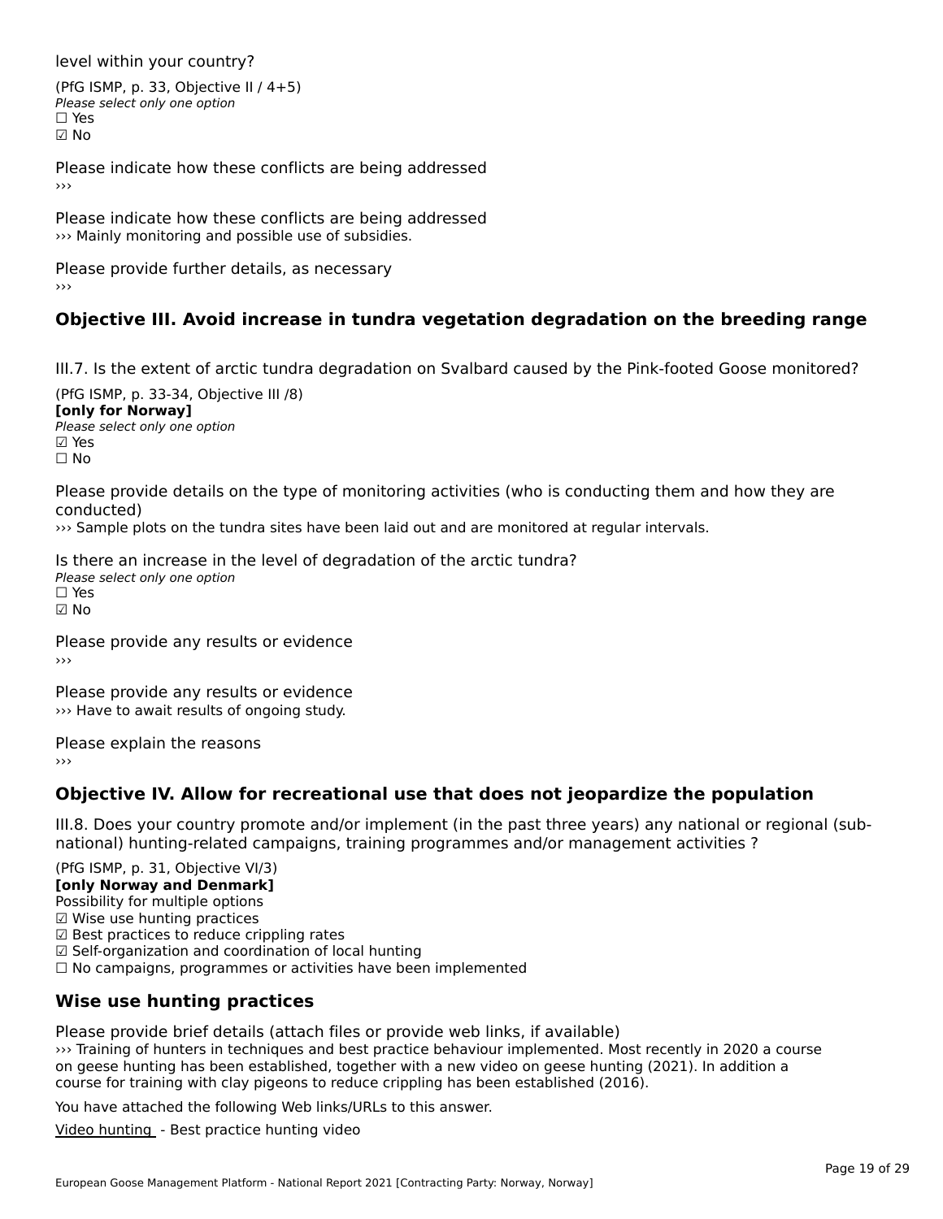level within your country?

(PfG ISMP, p. 33, Objective II / 4+5)
*Please select only one option*
☐ Yes
☑ No

Please indicate how these conflicts are being addressed
›››

Please indicate how these conflicts are being addressed
››› Mainly monitoring and possible use of subsidies.

Please provide further details, as necessary
›››

## Objective III. Avoid increase in tundra vegetation degradation on the breeding range

III.7. Is the extent of arctic tundra degradation on Svalbard caused by the Pink-footed Goose monitored?

(PfG ISMP, p. 33-34, Objective III /8)
**[only for Norway]**
*Please select only one option*
☑ Yes
☐ No

Please provide details on the type of monitoring activities (who is conducting them and how they are conducted)
››› Sample plots on the tundra sites have been laid out and are monitored at regular intervals.

Is there an increase in the level of degradation of the arctic tundra?
*Please select only one option*
☐ Yes
☑ No

Please provide any results or evidence
›››

Please provide any results or evidence
››› Have to await results of ongoing study.

Please explain the reasons
›››

## Objective IV. Allow for recreational use that does not jeopardize the population

III.8. Does your country promote and/or implement (in the past three years) any national or regional (sub-national) hunting-related campaigns, training programmes and/or management activities ?

(PfG ISMP, p. 31, Objective VI/3)
**[only Norway and Denmark]**
Possibility for multiple options
☑ Wise use hunting practices
☑ Best practices to reduce crippling rates
☑ Self-organization and coordination of local hunting
☐ No campaigns, programmes or activities have been implemented

## Wise use hunting practices

Please provide brief details (attach files or provide web links, if available)
››› Training of hunters in techniques and best practice behaviour implemented. Most recently in 2020 a course on geese hunting has been established, together with a new video on geese hunting (2021). In addition a course for training with clay pigeons to reduce crippling has been established (2016).

You have attached the following Web links/URLs to this answer.

Video hunting - Best practice hunting video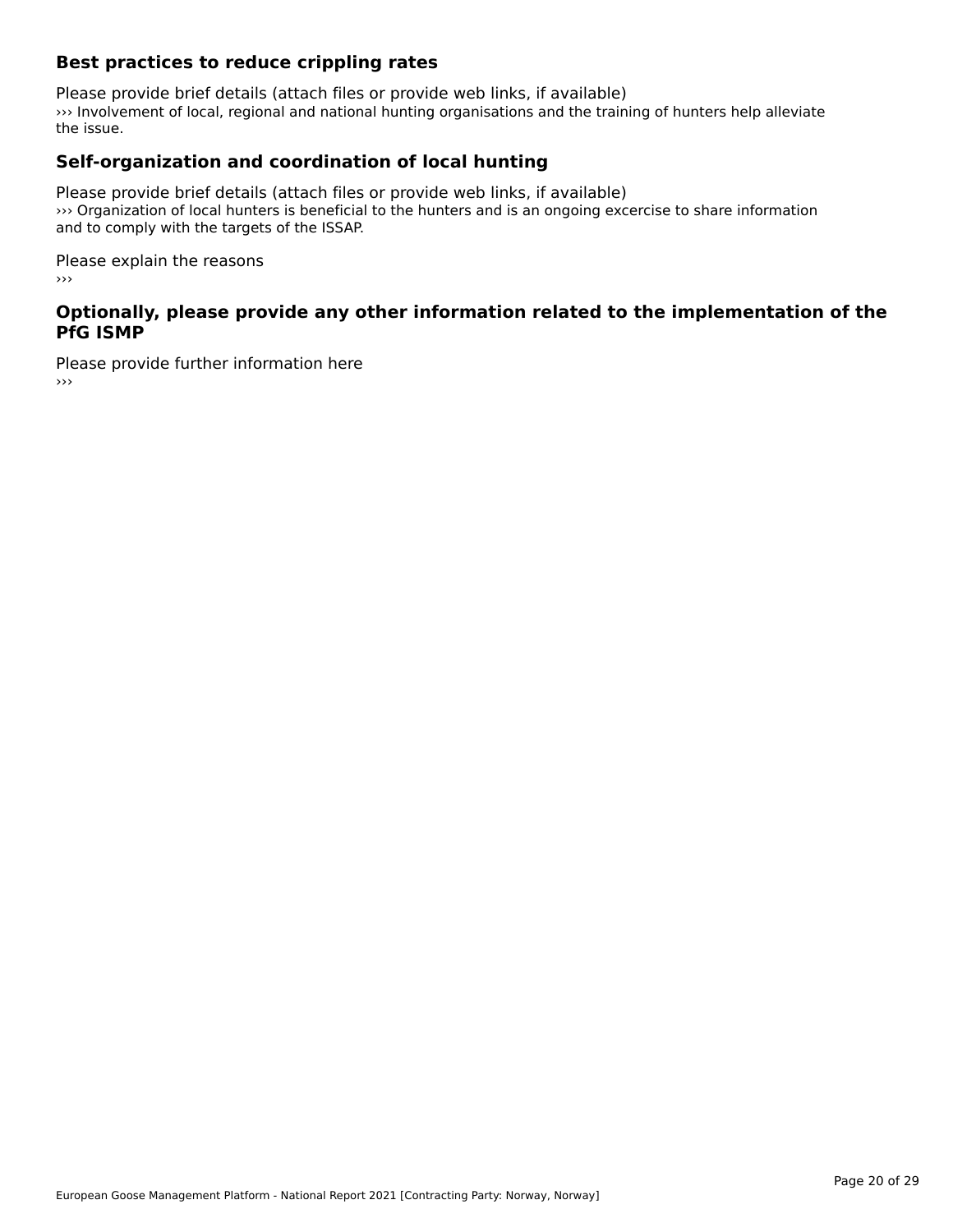## Best practices to reduce crippling rates

Please provide brief details (attach files or provide web links, if available)
››› Involvement of local, regional and national hunting organisations and the training of hunters help alleviate the issue.

## Self-organization and coordination of local hunting

Please provide brief details (attach files or provide web links, if available)
››› Organization of local hunters is beneficial to the hunters and is an ongoing excercise to share information and to comply with the targets of the ISSAP.

Please explain the reasons
›››

## Optionally, please provide any other information related to the implementation of the PfG ISMP

Please provide further information here
›››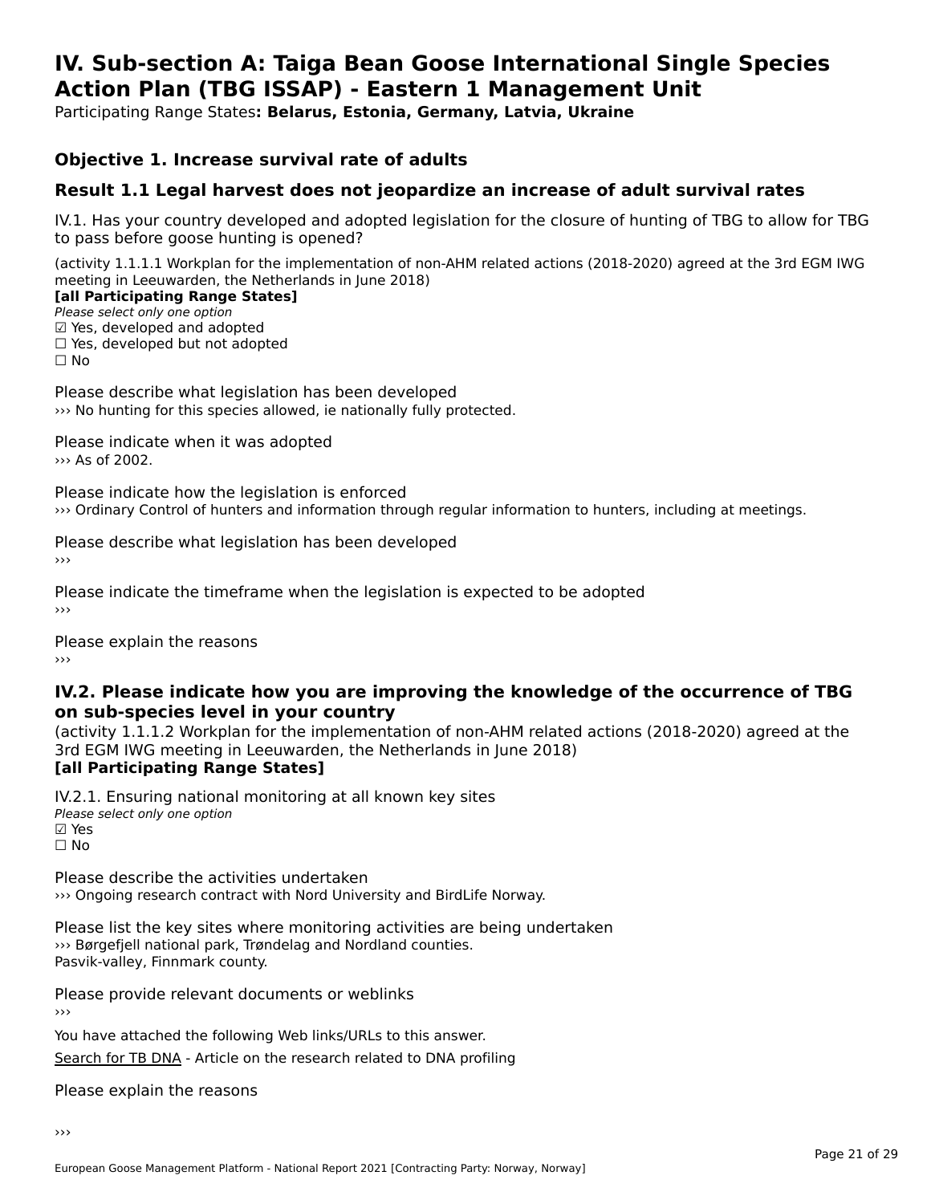# IV. Sub-section A: Taiga Bean Goose International Single Species Action Plan (TBG ISSAP) - Eastern 1 Management Unit

Participating Range States**: Belarus, Estonia, Germany, Latvia, Ukraine**

## Objective 1. Increase survival rate of adults

## Result 1.1 Legal harvest does not jeopardize an increase of adult survival rates

IV.1. Has your country developed and adopted legislation for the closure of hunting of TBG to allow for TBG to pass before goose hunting is opened?

(activity 1.1.1.1 Workplan for the implementation of non-AHM related actions (2018-2020) agreed at the 3rd EGM IWG meeting in Leeuwarden, the Netherlands in June 2018)
**[all Participating Range States]**
*Please select only one option*
☑ Yes, developed and adopted
☐ Yes, developed but not adopted
☐ No

Please describe what legislation has been developed
››› No hunting for this species allowed, ie nationally fully protected.

Please indicate when it was adopted
››› As of 2002.

Please indicate how the legislation is enforced
››› Ordinary Control of hunters and information through regular information to hunters, including at meetings.

Please describe what legislation has been developed
›››

Please indicate the timeframe when the legislation is expected to be adopted
›››

Please explain the reasons
›››

### IV.2. Please indicate how you are improving the knowledge of the occurrence of TBG on sub-species level in your country

(activity 1.1.1.2 Workplan for the implementation of non-AHM related actions (2018-2020) agreed at the 3rd EGM IWG meeting in Leeuwarden, the Netherlands in June 2018)
**[all Participating Range States]**

IV.2.1. Ensuring national monitoring at all known key sites
*Please select only one option*
☑ Yes
☐ No

Please describe the activities undertaken
››› Ongoing research contract with Nord University and BirdLife Norway.

Please list the key sites where monitoring activities are being undertaken
››› Børgefjell national park, Trøndelag and Nordland counties.
Pasvik-valley, Finnmark county.

Please provide relevant documents or weblinks
›››

You have attached the following Web links/URLs to this answer.

Search for TB DNA - Article on the research related to DNA profiling

Please explain the reasons

›››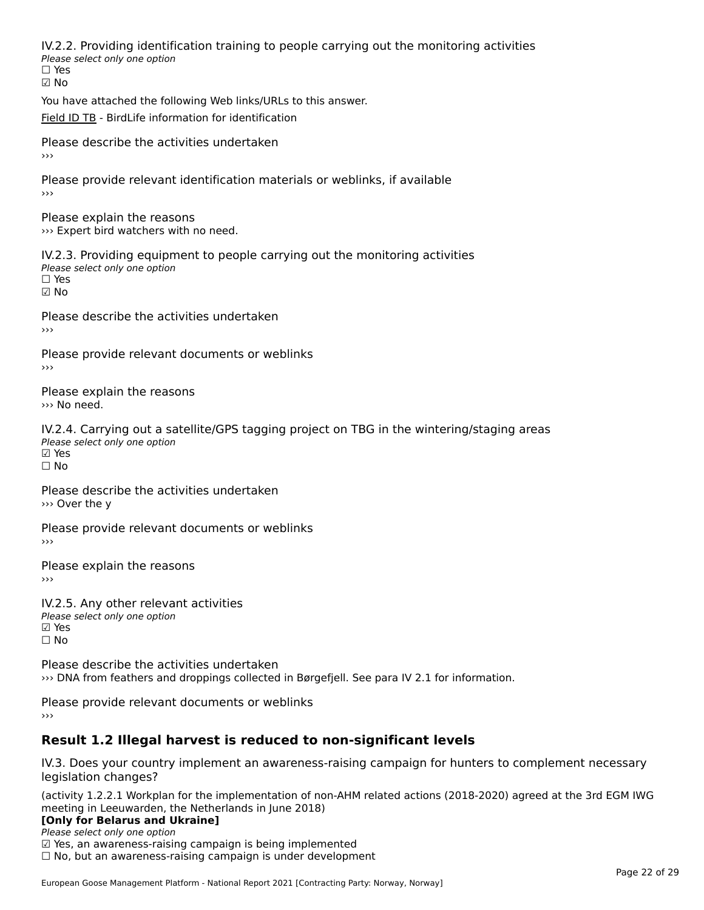IV.2.2. Providing identification training to people carrying out the monitoring activities
*Please select only one option*
☐ Yes
☑ No

You have attached the following Web links/URLs to this answer.

Field ID TB - BirdLife information for identification

Please describe the activities undertaken
›››

Please provide relevant identification materials or weblinks, if available
›››

Please explain the reasons
››› Expert bird watchers with no need.

IV.2.3. Providing equipment to people carrying out the monitoring activities
*Please select only one option*
☐ Yes
☑ No

Please describe the activities undertaken
›››

Please provide relevant documents or weblinks
›››

Please explain the reasons
››› No need.

IV.2.4. Carrying out a satellite/GPS tagging project on TBG in the wintering/staging areas
*Please select only one option*
☑ Yes
☐ No

Please describe the activities undertaken
››› Over the y

Please provide relevant documents or weblinks
›››

Please explain the reasons
›››

IV.2.5. Any other relevant activities
*Please select only one option*
☑ Yes
☐ No

Please describe the activities undertaken
››› DNA from feathers and droppings collected in Børgefjell. See para IV 2.1 for information.

Please provide relevant documents or weblinks
›››

## Result 1.2 Illegal harvest is reduced to non-significant levels

IV.3. Does your country implement an awareness-raising campaign for hunters to complement necessary legislation changes?

(activity 1.2.2.1 Workplan for the implementation of non-AHM related actions (2018-2020) agreed at the 3rd EGM IWG meeting in Leeuwarden, the Netherlands in June 2018)
**[Only for Belarus and Ukraine]**
*Please select only one option*
☑ Yes, an awareness-raising campaign is being implemented
☐ No, but an awareness-raising campaign is under development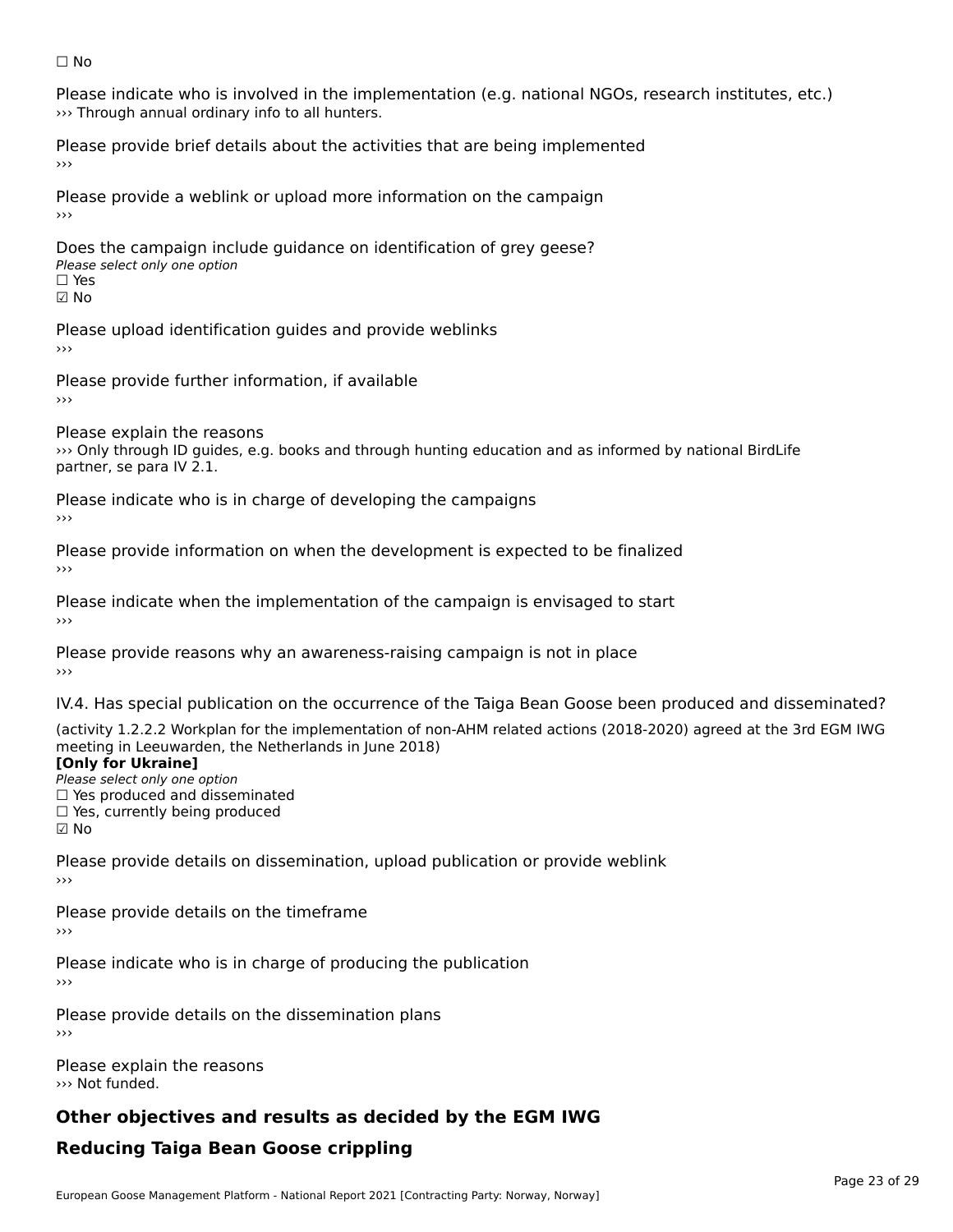☐ No

Please indicate who is involved in the implementation (e.g. national NGOs, research institutes, etc.)
››› Through annual ordinary info to all hunters.

Please provide brief details about the activities that are being implemented
›››

Please provide a weblink or upload more information on the campaign
›››

Does the campaign include guidance on identification of grey geese?
*Please select only one option*
☐ Yes
☑ No

Please upload identification guides and provide weblinks
›››

Please provide further information, if available
›››

Please explain the reasons
››› Only through ID guides, e.g. books and through hunting education and as informed by national BirdLife partner, se para IV 2.1.

Please indicate who is in charge of developing the campaigns
›››

Please provide information on when the development is expected to be finalized
›››

Please indicate when the implementation of the campaign is envisaged to start
›››

Please provide reasons why an awareness-raising campaign is not in place
›››

IV.4. Has special publication on the occurrence of the Taiga Bean Goose been produced and disseminated?

(activity 1.2.2.2 Workplan for the implementation of non-AHM related actions (2018-2020) agreed at the 3rd EGM IWG meeting in Leeuwarden, the Netherlands in June 2018)
**[Only for Ukraine]**
*Please select only one option*
☐ Yes produced and disseminated
☐ Yes, currently being produced
☑ No

Please provide details on dissemination, upload publication or provide weblink
›››

Please provide details on the timeframe
›››

Please indicate who is in charge of producing the publication
›››

Please provide details on the dissemination plans
›››

Please explain the reasons
››› Not funded.

## Other objectives and results as decided by the EGM IWG

## Reducing Taiga Bean Goose crippling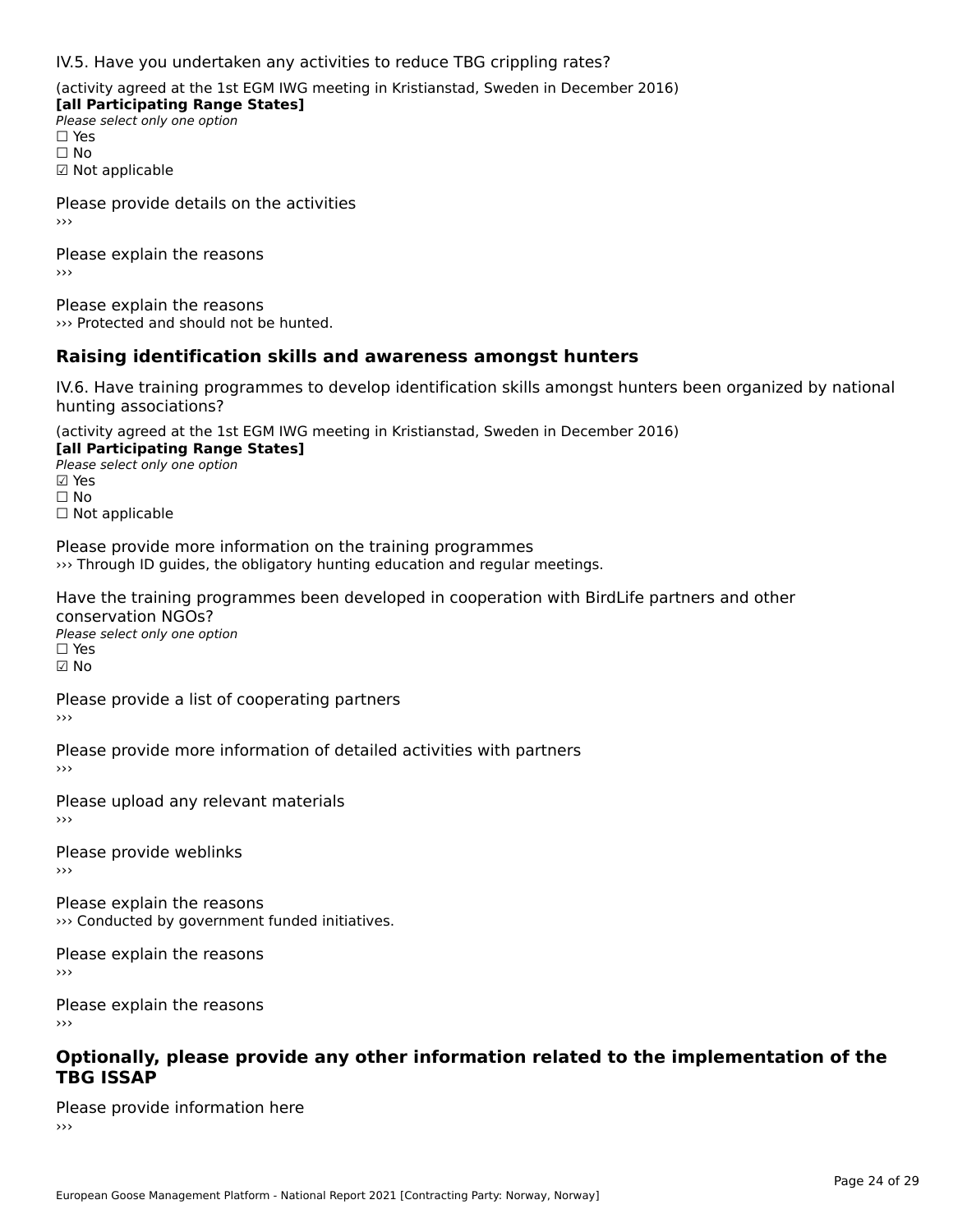IV.5. Have you undertaken any activities to reduce TBG crippling rates?

(activity agreed at the 1st EGM IWG meeting in Kristianstad, Sweden in December 2016)
**[all Participating Range States]**
*Please select only one option*
☐ Yes
☐ No
☑ Not applicable

Please provide details on the activities
›››

Please explain the reasons
›››

Please explain the reasons
››› Protected and should not be hunted.

## Raising identification skills and awareness amongst hunters

IV.6. Have training programmes to develop identification skills amongst hunters been organized by national hunting associations?

(activity agreed at the 1st EGM IWG meeting in Kristianstad, Sweden in December 2016)
**[all Participating Range States]**
*Please select only one option*
☑ Yes
☐ No
☐ Not applicable

Please provide more information on the training programmes
››› Through ID guides, the obligatory hunting education and regular meetings.

Have the training programmes been developed in cooperation with BirdLife partners and other conservation NGOs?
*Please select only one option*
☐ Yes
☑ No

Please provide a list of cooperating partners
›››

Please provide more information of detailed activities with partners
›››

Please upload any relevant materials
›››

Please provide weblinks
›››

Please explain the reasons
››› Conducted by government funded initiatives.

Please explain the reasons
›››

Please explain the reasons
›››

## Optionally, please provide any other information related to the implementation of the TBG ISSAP

Please provide information here
›››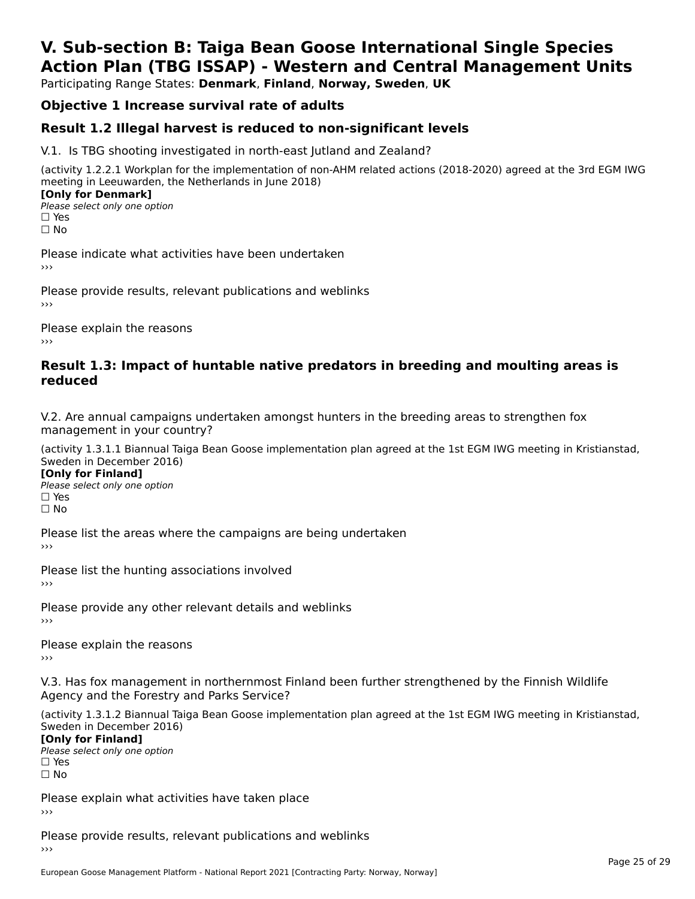# V. Sub-section B: Taiga Bean Goose International Single Species Action Plan (TBG ISSAP) - Western and Central Management Units

Participating Range States: **Denmark**, **Finland**, **Norway, Sweden**, **UK**

## Objective 1 Increase survival rate of adults

### Result 1.2 Illegal harvest is reduced to non-significant levels

V.1. Is TBG shooting investigated in north-east Jutland and Zealand?

(activity 1.2.2.1 Workplan for the implementation of non-AHM related actions (2018-2020) agreed at the 3rd EGM IWG meeting in Leeuwarden, the Netherlands in June 2018)

**[Only for Denmark]**

*Please select only one option*

☐ Yes

☐ No

Please indicate what activities have been undertaken

›››

Please provide results, relevant publications and weblinks

›››

Please explain the reasons

›››

### Result 1.3: Impact of huntable native predators in breeding and moulting areas is reduced

V.2. Are annual campaigns undertaken amongst hunters in the breeding areas to strengthen fox management in your country?

(activity 1.3.1.1 Biannual Taiga Bean Goose implementation plan agreed at the 1st EGM IWG meeting in Kristianstad, Sweden in December 2016)

**[Only for Finland]**

*Please select only one option*

☐ Yes

☐ No

Please list the areas where the campaigns are being undertaken

›››

Please list the hunting associations involved

›››

Please provide any other relevant details and weblinks

›››

Please explain the reasons

›››

V.3. Has fox management in northernmost Finland been further strengthened by the Finnish Wildlife Agency and the Forestry and Parks Service?

(activity 1.3.1.2 Biannual Taiga Bean Goose implementation plan agreed at the 1st EGM IWG meeting in Kristianstad, Sweden in December 2016)

**[Only for Finland]**

*Please select only one option*

☐ Yes

☐ No

Please explain what activities have taken place

›››

Please provide results, relevant publications and weblinks

›››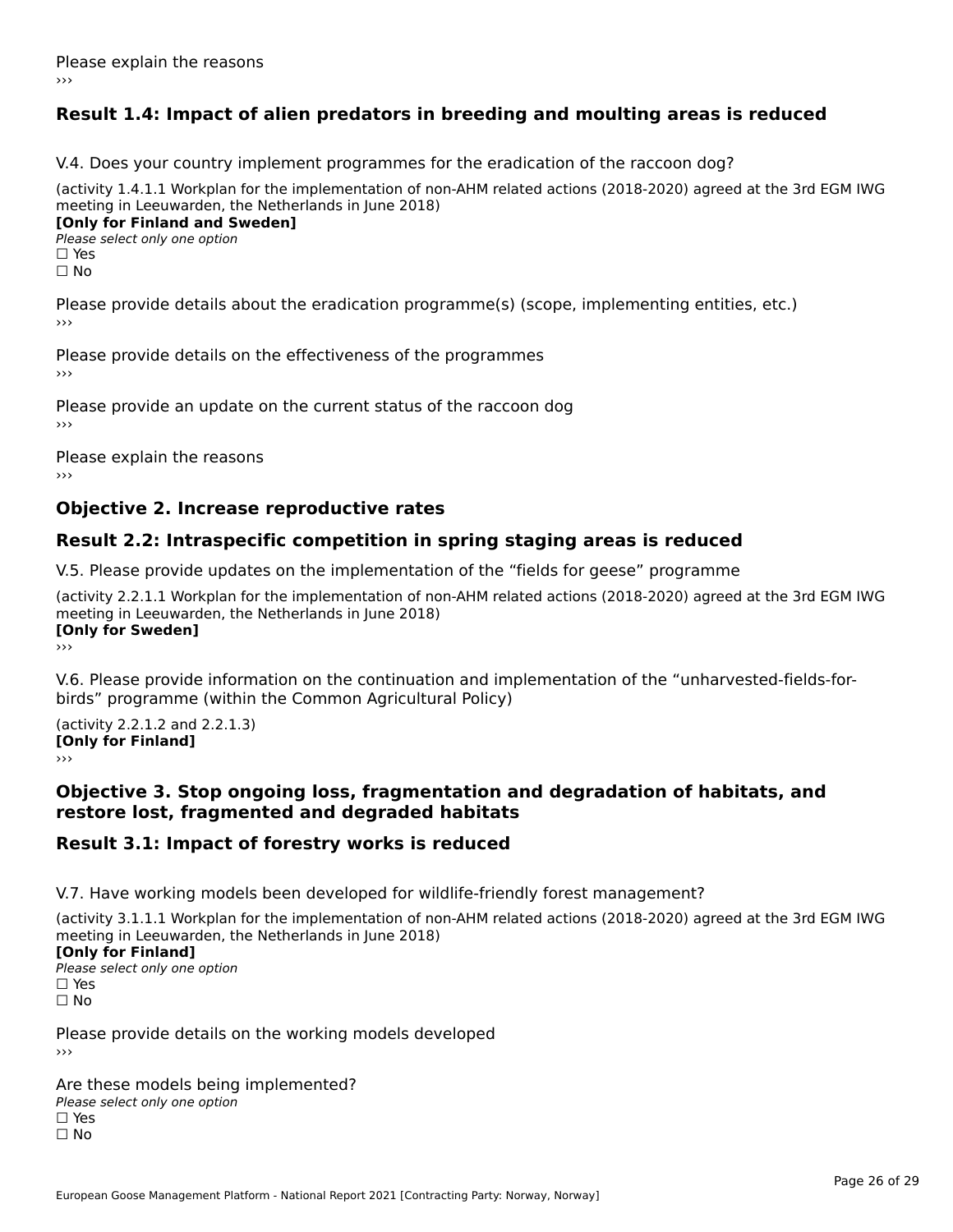Please explain the reasons

›››

## Result 1.4: Impact of alien predators in breeding and moulting areas is reduced

V.4. Does your country implement programmes for the eradication of the raccoon dog?

(activity 1.4.1.1 Workplan for the implementation of non-AHM related actions (2018-2020) agreed at the 3rd EGM IWG meeting in Leeuwarden, the Netherlands in June 2018)

**[Only for Finland and Sweden]**

*Please select only one option*

☐ Yes

☐ No

Please provide details about the eradication programme(s) (scope, implementing entities, etc.)

›››

Please provide details on the effectiveness of the programmes

›››

Please provide an update on the current status of the raccoon dog

›››

Please explain the reasons

›››

## Objective 2. Increase reproductive rates

## Result 2.2: Intraspecific competition in spring staging areas is reduced

V.5. Please provide updates on the implementation of the “fields for geese” programme

(activity 2.2.1.1 Workplan for the implementation of non-AHM related actions (2018-2020) agreed at the 3rd EGM IWG meeting in Leeuwarden, the Netherlands in June 2018)

**[Only for Sweden]**

›››

V.6. Please provide information on the continuation and implementation of the “unharvested-fields-for-birds” programme (within the Common Agricultural Policy)

(activity 2.2.1.2 and 2.2.1.3)

**[Only for Finland]**

›››

## Objective 3. Stop ongoing loss, fragmentation and degradation of habitats, and restore lost, fragmented and degraded habitats

## Result 3.1: Impact of forestry works is reduced

V.7. Have working models been developed for wildlife-friendly forest management?

(activity 3.1.1.1 Workplan for the implementation of non-AHM related actions (2018-2020) agreed at the 3rd EGM IWG meeting in Leeuwarden, the Netherlands in June 2018)

**[Only for Finland]**

*Please select only one option*

☐ Yes

☐ No

Please provide details on the working models developed

›››

Are these models being implemented?

*Please select only one option*

☐ Yes

☐ No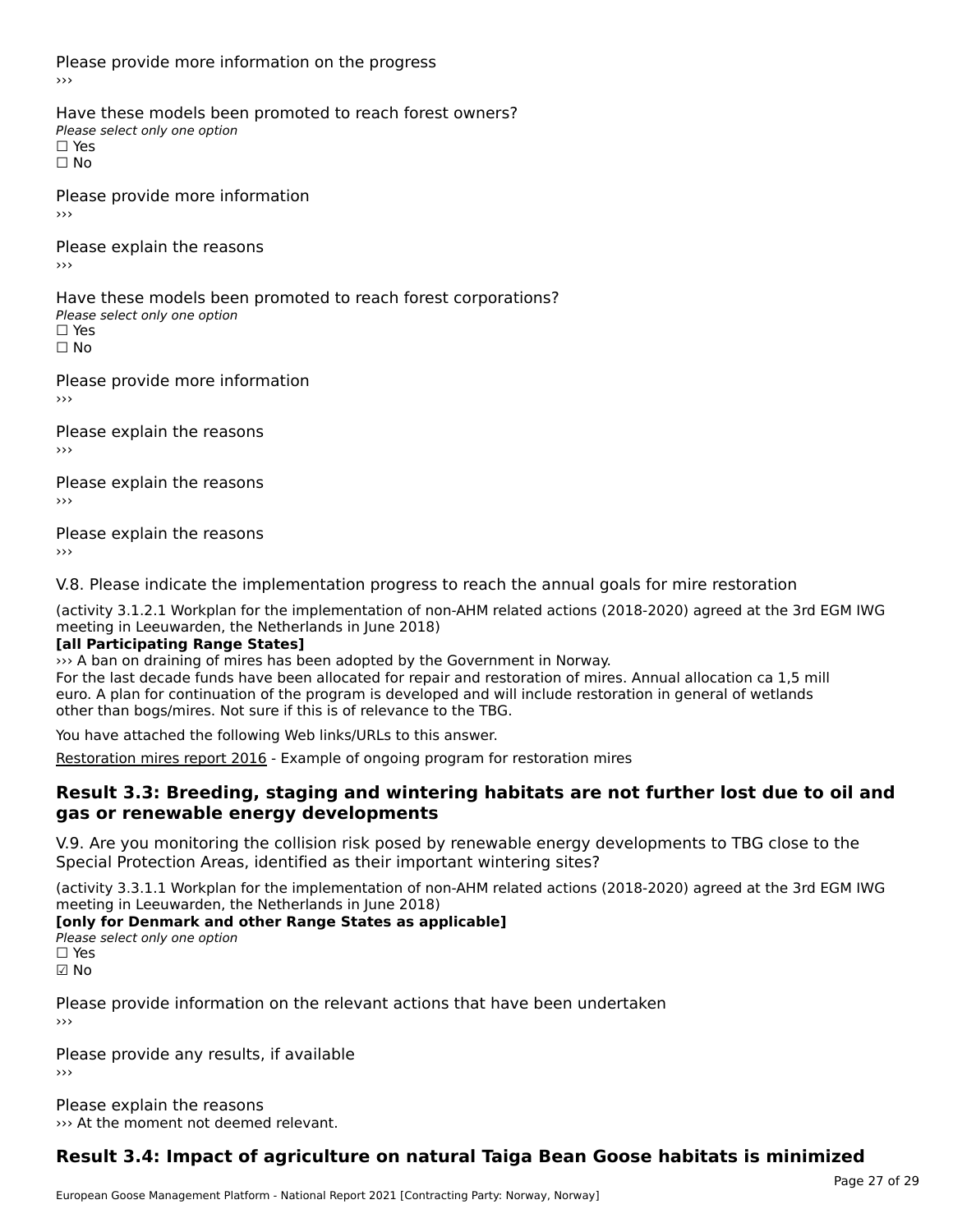Please provide more information on the progress
›››

Have these models been promoted to reach forest owners?
*Please select only one option*
☐ Yes
☐ No

Please provide more information
›››

Please explain the reasons
›››

Have these models been promoted to reach forest corporations?
*Please select only one option*
☐ Yes
☐ No

Please provide more information
›››

Please explain the reasons
›››

Please explain the reasons
›››

Please explain the reasons
›››

V.8. Please indicate the implementation progress to reach the annual goals for mire restoration

(activity 3.1.2.1 Workplan for the implementation of non-AHM related actions (2018-2020) agreed at the 3rd EGM IWG meeting in Leeuwarden, the Netherlands in June 2018)
**[all Participating Range States]**
››› A ban on draining of mires has been adopted by the Government in Norway.
For the last decade funds have been allocated for repair and restoration of mires. Annual allocation ca 1,5 mill euro. A plan for continuation of the program is developed and will include restoration in general of wetlands other than bogs/mires. Not sure if this is of relevance to the TBG.

You have attached the following Web links/URLs to this answer.

Restoration mires report 2016 - Example of ongoing program for restoration mires

## Result 3.3: Breeding, staging and wintering habitats are not further lost due to oil and gas or renewable energy developments

V.9. Are you monitoring the collision risk posed by renewable energy developments to TBG close to the Special Protection Areas, identified as their important wintering sites?

(activity 3.3.1.1 Workplan for the implementation of non-AHM related actions (2018-2020) agreed at the 3rd EGM IWG meeting in Leeuwarden, the Netherlands in June 2018)
**[only for Denmark and other Range States as applicable]**
*Please select only one option*
☐ Yes
☑ No

Please provide information on the relevant actions that have been undertaken
›››

Please provide any results, if available
›››

Please explain the reasons
››› At the moment not deemed relevant.

## Result 3.4: Impact of agriculture on natural Taiga Bean Goose habitats is minimized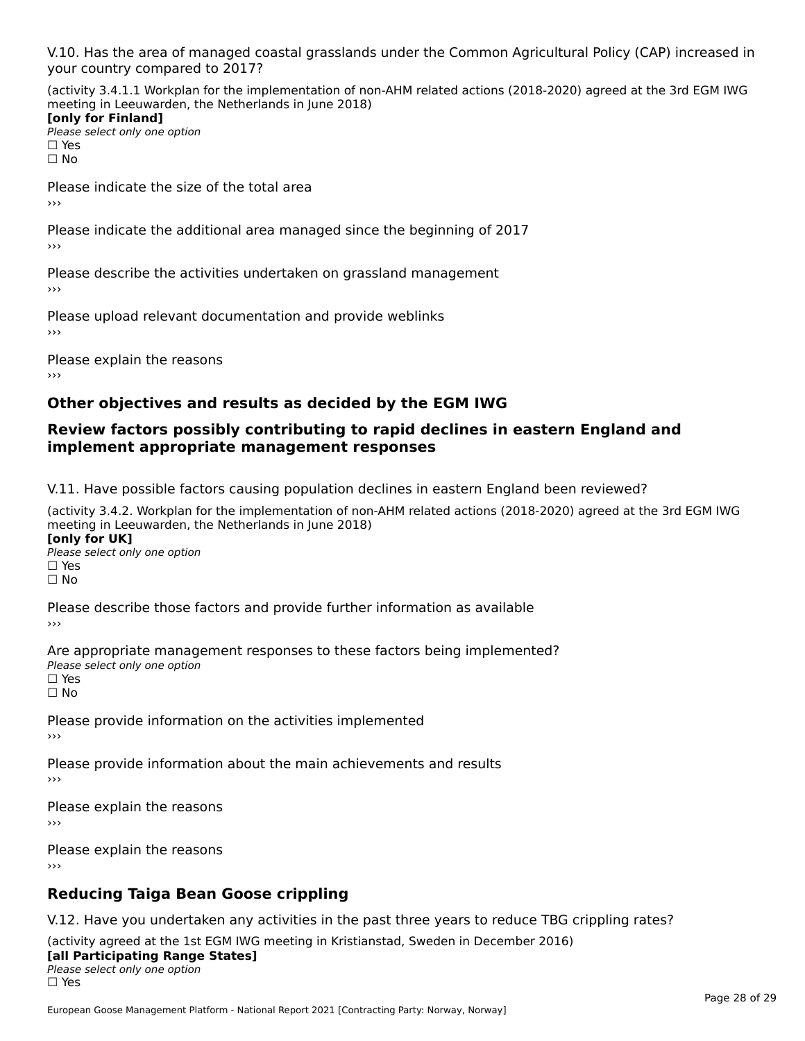V.10. Has the area of managed coastal grasslands under the Common Agricultural Policy (CAP) increased in your country compared to 2017?

(activity 3.4.1.1 Workplan for the implementation of non-AHM related actions (2018-2020) agreed at the 3rd EGM IWG meeting in Leeuwarden, the Netherlands in June 2018)

**[only for Finland]**

*Please select only one option*

☐ Yes

☐ No

Please indicate the size of the total area

›››

Please indicate the additional area managed since the beginning of 2017

›››

Please describe the activities undertaken on grassland management

›››

Please upload relevant documentation and provide weblinks

›››

Please explain the reasons

›››

## Other objectives and results as decided by the EGM IWG

## Review factors possibly contributing to rapid declines in eastern England and implement appropriate management responses

V.11. Have possible factors causing population declines in eastern England been reviewed?

(activity 3.4.2. Workplan for the implementation of non-AHM related actions (2018-2020) agreed at the 3rd EGM IWG meeting in Leeuwarden, the Netherlands in June 2018)

**[only for UK]**

*Please select only one option*

☐ Yes

☐ No

Please describe those factors and provide further information as available

›››

Are appropriate management responses to these factors being implemented?

*Please select only one option*

☐ Yes

☐ No

Please provide information on the activities implemented

›››

Please provide information about the main achievements and results

›››

Please explain the reasons

›››

Please explain the reasons

›››

## Reducing Taiga Bean Goose crippling

V.12. Have you undertaken any activities in the past three years to reduce TBG crippling rates?

(activity agreed at the 1st EGM IWG meeting in Kristianstad, Sweden in December 2016)

**[all Participating Range States]**

*Please select only one option*

☐ Yes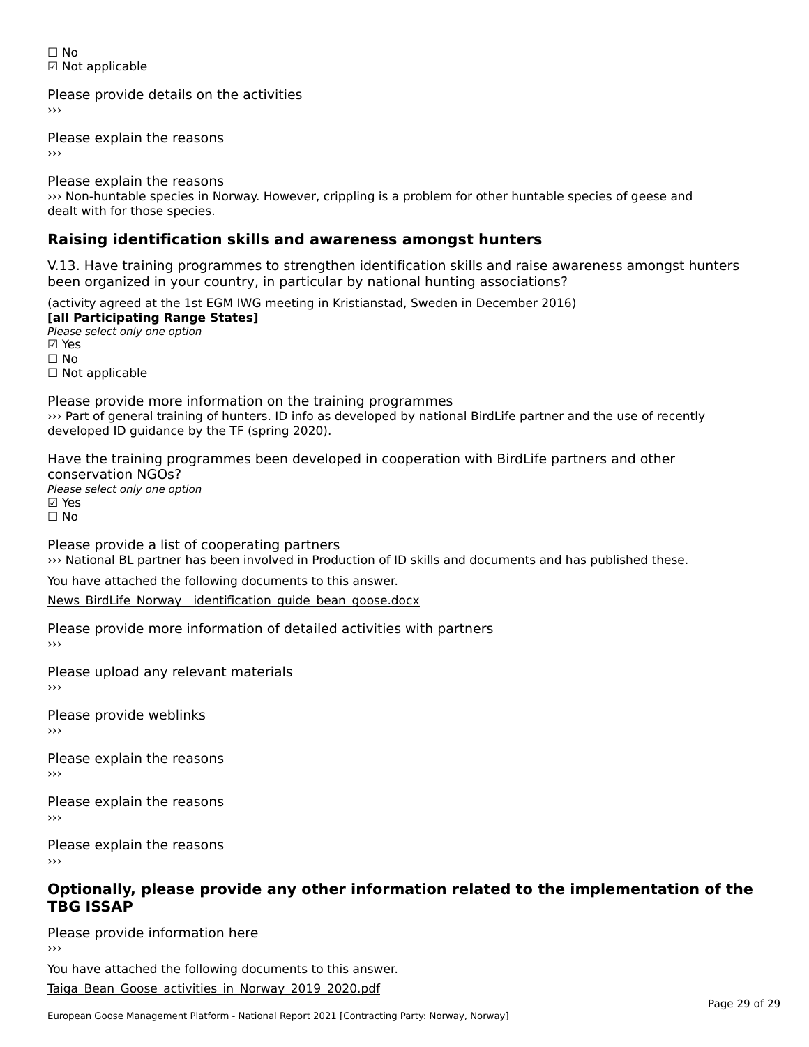☐ No
☑ Not applicable

Please provide details on the activities
›››

Please explain the reasons
›››

Please explain the reasons
››› Non-huntable species in Norway. However, crippling is a problem for other huntable species of geese and dealt with for those species.

## Raising identification skills and awareness amongst hunters

V.13. Have training programmes to strengthen identification skills and raise awareness amongst hunters been organized in your country, in particular by national hunting associations?

(activity agreed at the 1st EGM IWG meeting in Kristianstad, Sweden in December 2016)
**[all Participating Range States]**
*Please select only one option*
☑ Yes
☐ No
☐ Not applicable

Please provide more information on the training programmes
››› Part of general training of hunters. ID info as developed by national BirdLife partner and the use of recently developed ID guidance by the TF (spring 2020).

Have the training programmes been developed in cooperation with BirdLife partners and other conservation NGOs?
*Please select only one option*
☑ Yes
☐ No

Please provide a list of cooperating partners
››› National BL partner has been involved in Production of ID skills and documents and has published these.

You have attached the following documents to this answer.

News_BirdLife_Norway__identification_guide_bean_goose.docx

Please provide more information of detailed activities with partners
›››

Please upload any relevant materials
›››

Please provide weblinks
›››

Please explain the reasons
›››

Please explain the reasons
›››

Please explain the reasons
›››

## Optionally, please provide any other information related to the implementation of the TBG ISSAP

Please provide information here
›››

You have attached the following documents to this answer.

Taiga_Bean_Goose_activities_in_Norway_2019_2020.pdf